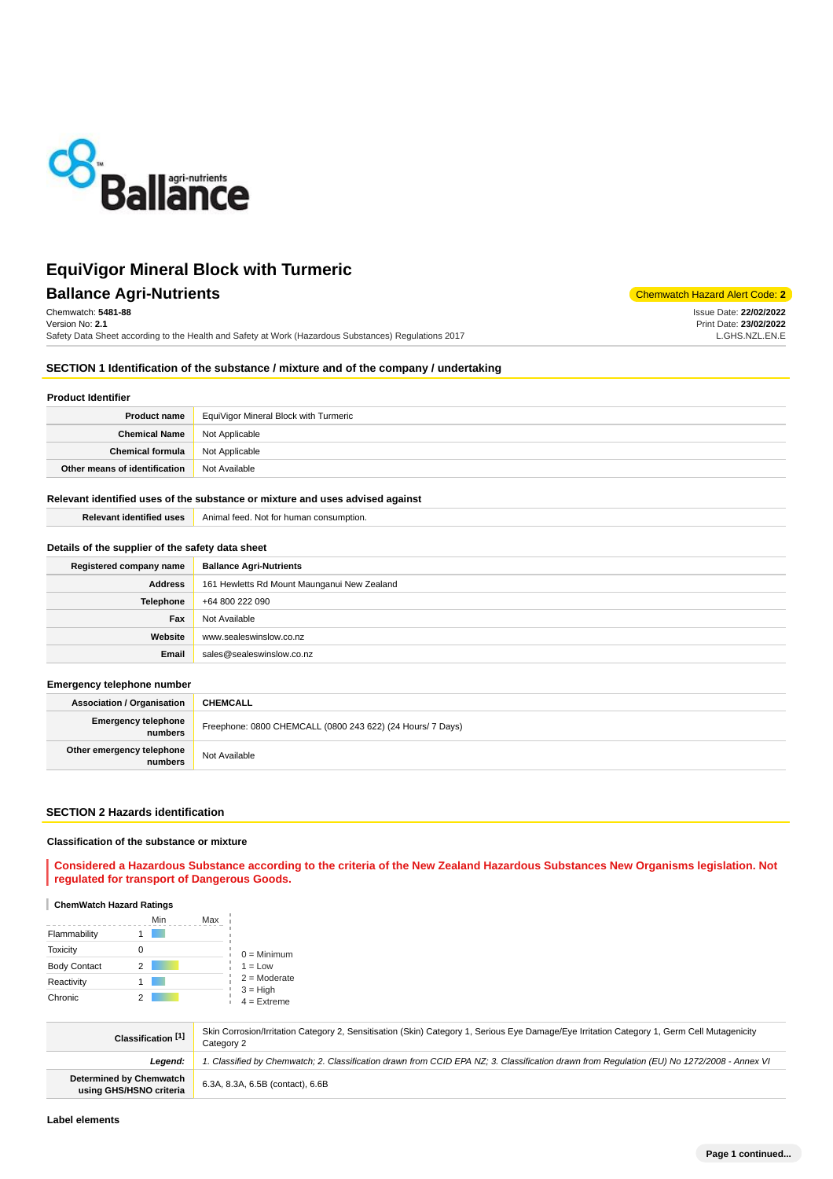# EquiVigor Mineral Block with Turmeric

## Ballance Agri-Nutrients

Chemwatch Hazard Alert Code: **2**

Chemwatch: **5481-88**
Version No: **2.1**
Safety Data Sheet according to the Health and Safety at Work (Hazardous Substances) Regulations 2017

Issue Date: **22/02/2022**
Print Date: **23/02/2022**
L.GHS.NZL.EN.E

## SECTION 1 Identification of the substance / mixture and of the company / undertaking

### Product Identifier

| | |
|---|---|
| **Product name** | EquiVigor Mineral Block with Turmeric |
| **Chemical Name** | Not Applicable |
| **Chemical formula** | Not Applicable |
| **Other means of identification** | Not Available |

### Relevant identified uses of the substance or mixture and uses advised against

| | |
|---|---|
| **Relevant identified uses** | Animal feed. Not for human consumption. |

### Details of the supplier of the safety data sheet

| | |
|---|---|
| **Registered company name** | **Ballance Agri-Nutrients** |
| **Address** | 161 Hewletts Rd Mount Maunganui New Zealand |
| **Telephone** | +64 800 222 090 |
| **Fax** | Not Available |
| **Website** | www.sealeswinslow.co.nz |
| **Email** | sales@sealeswinslow.co.nz |

### Emergency telephone number

| | |
|---|---|
| **Association / Organisation** | **CHEMCALL** |
| **Emergency telephone numbers** | Freephone: 0800 CHEMCALL (0800 243 622) (24 Hours/ 7 Days) |
| **Other emergency telephone numbers** | Not Available |

## SECTION 2 Hazards identification

### Classification of the substance or mixture

**Considered a Hazardous Substance according to the criteria of the New Zealand Hazardous Substances New Organisms legislation. Not regulated for transport of Dangerous Goods.**

**ChemWatch Hazard Ratings**

| | Min | Max |
|---|---|---|
| Flammability | 1 | |
| Toxicity | 0 | |
| Body Contact | 2 | |
| Reactivity | 1 | |
| Chronic | 2 | |

0 = Minimum
1 = Low
2 = Moderate
3 = High
4 = Extreme

| | |
|---|---|
| **Classification [1]** | Skin Corrosion/Irritation Category 2, Sensitisation (Skin) Category 1, Serious Eye Damage/Eye Irritation Category 1, Germ Cell Mutagenicity Category 2 |
| ***Legend:*** | *1. Classified by Chemwatch; 2. Classification drawn from CCID EPA NZ; 3. Classification drawn from Regulation (EU) No 1272/2008 - Annex VI* |
| **Determined by Chemwatch using GHS/HSNO criteria** | 6.3A, 8.3A, 6.5B (contact), 6.6B |

### Label elements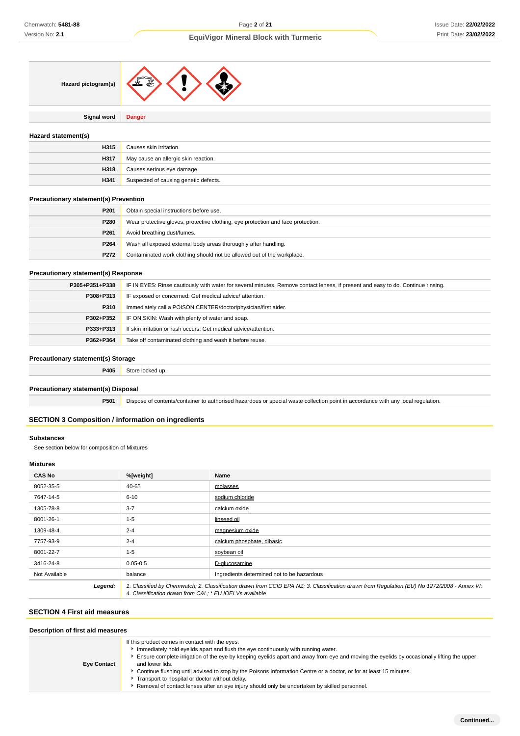| | |
|---|---|
| **Hazard pictogram(s)** | |
| **Signal word** | **Danger** |

### Hazard statement(s)

| | |
|---|---|
| **H315** | Causes skin irritation. |
| **H317** | May cause an allergic skin reaction. |
| **H318** | Causes serious eye damage. |
| **H341** | Suspected of causing genetic defects. |

### Precautionary statement(s) Prevention

| | |
|---|---|
| **P201** | Obtain special instructions before use. |
| **P280** | Wear protective gloves, protective clothing, eye protection and face protection. |
| **P261** | Avoid breathing dust/fumes. |
| **P264** | Wash all exposed external body areas thoroughly after handling. |
| **P272** | Contaminated work clothing should not be allowed out of the workplace. |

### Precautionary statement(s) Response

| | |
|---|---|
| **P305+P351+P338** | IF IN EYES: Rinse cautiously with water for several minutes. Remove contact lenses, if present and easy to do. Continue rinsing. |
| **P308+P313** | IF exposed or concerned: Get medical advice/ attention. |
| **P310** | Immediately call a POISON CENTER/doctor/physician/first aider. |
| **P302+P352** | IF ON SKIN: Wash with plenty of water and soap. |
| **P333+P313** | If skin irritation or rash occurs: Get medical advice/attention. |
| **P362+P364** | Take off contaminated clothing and wash it before reuse. |

### Precautionary statement(s) Storage

| | |
|---|---|
| **P405** | Store locked up. |

### Precautionary statement(s) Disposal

| | |
|---|---|
| **P501** | Dispose of contents/container to authorised hazardous or special waste collection point in accordance with any local regulation. |

## SECTION 3 Composition / information on ingredients

### Substances

See section below for composition of Mixtures

### Mixtures

| CAS No | %[weight] | Name |
|---|---|---|
| 8052-35-5 | 40-65 | molasses |
| 7647-14-5 | 6-10 | sodium chloride |
| 1305-78-8 | 3-7 | calcium oxide |
| 8001-26-1 | 1-5 | linseed oil |
| 1309-48-4. | 2-4 | magnesium oxide |
| 7757-93-9 | 2-4 | calcium phosphate, dibasic |
| 8001-22-7 | 1-5 | soybean oil |
| 3416-24-8 | 0.05-0.5 | D-glucosamine |
| Not Available | balance | Ingredients determined not to be hazardous |
| ***Legend:*** | *1. Classified by Chemwatch; 2. Classification drawn from CCID EPA NZ; 3. Classification drawn from Regulation (EU) No 1272/2008 - Annex VI; 4. Classification drawn from C&L; * EU IOELVs available* | |

## SECTION 4 First aid measures

### Description of first aid measures

| | |
|---|---|
| **Eye Contact** | If this product comes in contact with the eyes:<br>▸ Immediately hold eyelids apart and flush the eye continuously with running water.<br>▸ Ensure complete irrigation of the eye by keeping eyelids apart and away from eye and moving the eyelids by occasionally lifting the upper and lower lids.<br>▸ Continue flushing until advised to stop by the Poisons Information Centre or a doctor, or for at least 15 minutes.<br>▸ Transport to hospital or doctor without delay.<br>▸ Removal of contact lenses after an eye injury should only be undertaken by skilled personnel. |

**Continued...**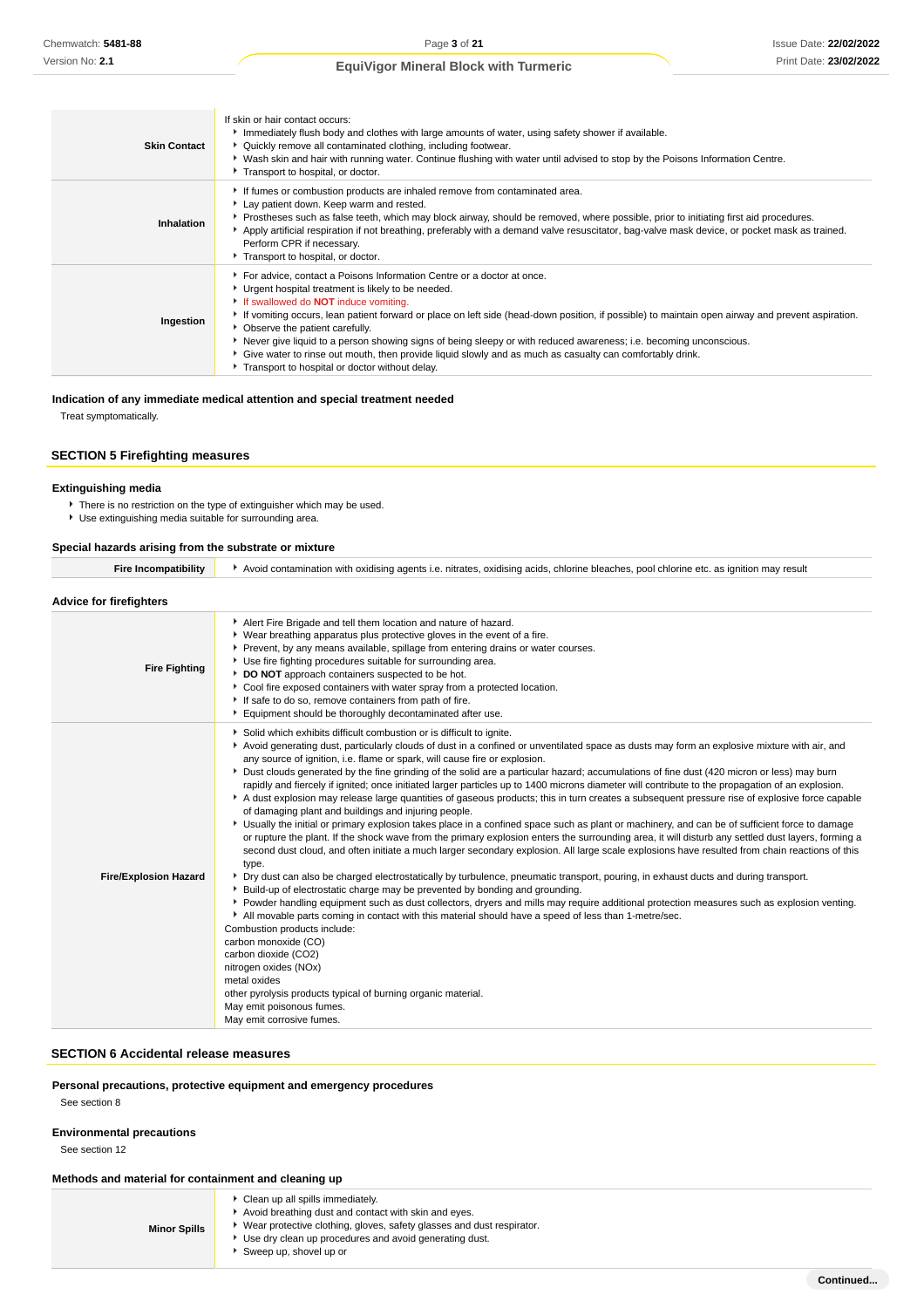| | |
|---|---|
| **Skin Contact** | If skin or hair contact occurs:<br>▶ Immediately flush body and clothes with large amounts of water, using safety shower if available.<br>▶ Quickly remove all contaminated clothing, including footwear.<br>▶ Wash skin and hair with running water. Continue flushing with water until advised to stop by the Poisons Information Centre.<br>▶ Transport to hospital, or doctor. |
| **Inhalation** | ▶ If fumes or combustion products are inhaled remove from contaminated area.<br>▶ Lay patient down. Keep warm and rested.<br>▶ Prostheses such as false teeth, which may block airway, should be removed, where possible, prior to initiating first aid procedures.<br>▶ Apply artificial respiration if not breathing, preferably with a demand valve resuscitator, bag-valve mask device, or pocket mask as trained. Perform CPR if necessary.<br>▶ Transport to hospital, or doctor. |
| **Ingestion** | ▶ For advice, contact a Poisons Information Centre or a doctor at once.<br>▶ Urgent hospital treatment is likely to be needed.<br>▶ If swallowed do **NOT** induce vomiting.<br>▶ If vomiting occurs, lean patient forward or place on left side (head-down position, if possible) to maintain open airway and prevent aspiration.<br>▶ Observe the patient carefully.<br>▶ Never give liquid to a person showing signs of being sleepy or with reduced awareness; i.e. becoming unconscious.<br>▶ Give water to rinse out mouth, then provide liquid slowly and as much as casualty can comfortably drink.<br>▶ Transport to hospital or doctor without delay. |

### Indication of any immediate medical attention and special treatment needed

Treat symptomatically.

## SECTION 5 Firefighting measures

### Extinguishing media

- There is no restriction on the type of extinguisher which may be used.
- Use extinguishing media suitable for surrounding area.

### Special hazards arising from the substrate or mixture

| | |
|---|---|
| **Fire Incompatibility** | ▶ Avoid contamination with oxidising agents i.e. nitrates, oxidising acids, chlorine bleaches, pool chlorine etc. as ignition may result |

### Advice for firefighters

| | |
|---|---|
| **Fire Fighting** | ▶ Alert Fire Brigade and tell them location and nature of hazard.<br>▶ Wear breathing apparatus plus protective gloves in the event of a fire.<br>▶ Prevent, by any means available, spillage from entering drains or water courses.<br>▶ Use fire fighting procedures suitable for surrounding area.<br>▶ **DO NOT** approach containers suspected to be hot.<br>▶ Cool fire exposed containers with water spray from a protected location.<br>▶ If safe to do so, remove containers from path of fire.<br>▶ Equipment should be thoroughly decontaminated after use. |
| **Fire/Explosion Hazard** | ▶ Solid which exhibits difficult combustion or is difficult to ignite.<br>▶ Avoid generating dust, particularly clouds of dust in a confined or unventilated space as dusts may form an explosive mixture with air, and any source of ignition, i.e. flame or spark, will cause fire or explosion.<br>▶ Dust clouds generated by the fine grinding of the solid are a particular hazard; accumulations of fine dust (420 micron or less) may burn rapidly and fiercely if ignited; once initiated larger particles up to 1400 microns diameter will contribute to the propagation of an explosion.<br>▶ A dust explosion may release large quantities of gaseous products; this in turn creates a subsequent pressure rise of explosive force capable of damaging plant and buildings and injuring people.<br>▶ Usually the initial or primary explosion takes place in a confined space such as plant or machinery, and can be of sufficient force to damage or rupture the plant. If the shock wave from the primary explosion enters the surrounding area, it will disturb any settled dust layers, forming a second dust cloud, and often initiate a much larger secondary explosion. All large scale explosions have resulted from chain reactions of this type.<br>▶ Dry dust can also be charged electrostatically by turbulence, pneumatic transport, pouring, in exhaust ducts and during transport.<br>▶ Build-up of electrostatic charge may be prevented by bonding and grounding.<br>▶ Powder handling equipment such as dust collectors, dryers and mills may require additional protection measures such as explosion venting.<br>▶ All movable parts coming in contact with this material should have a speed of less than 1-metre/sec.<br>Combustion products include:<br>carbon monoxide (CO)<br>carbon dioxide ($CO_2$)<br>nitrogen oxides ($NO_x$)<br>metal oxides<br>other pyrolysis products typical of burning organic material.<br>May emit poisonous fumes.<br>May emit corrosive fumes. |

## SECTION 6 Accidental release measures

### Personal precautions, protective equipment and emergency procedures

See section 8

### Environmental precautions

See section 12

### Methods and material for containment and cleaning up

| | |
|---|---|
| **Minor Spills** | ▶ Clean up all spills immediately.<br>▶ Avoid breathing dust and contact with skin and eyes.<br>▶ Wear protective clothing, gloves, safety glasses and dust respirator.<br>▶ Use dry clean up procedures and avoid generating dust.<br>▶ Sweep up, shovel up or |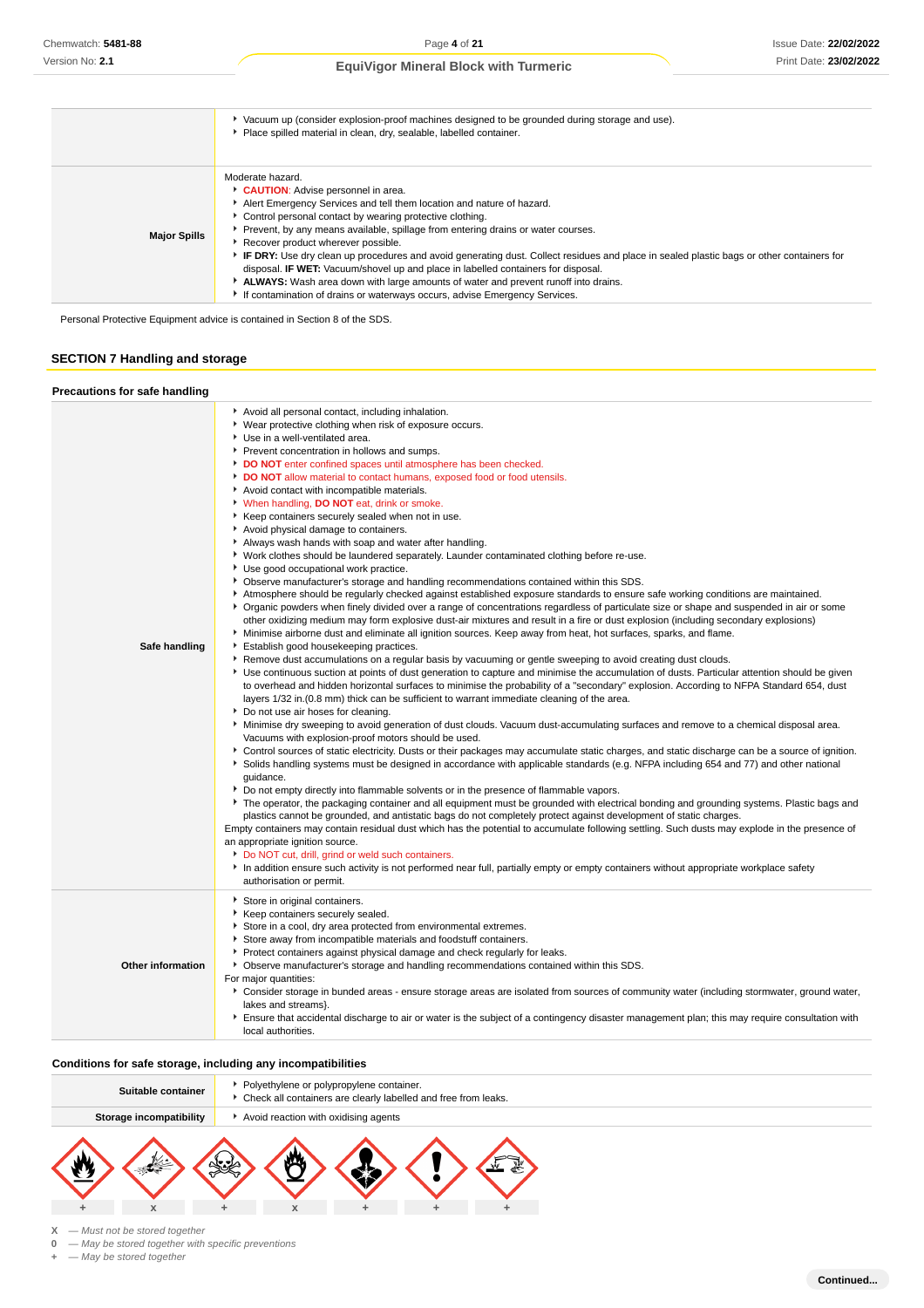| | |
|---|---|
| | ‣ Vacuum up (consider explosion-proof machines designed to be grounded during storage and use).<br>‣ Place spilled material in clean, dry, sealable, labelled container. |
| **Major Spills** | Moderate hazard.<br>‣ **CAUTION**: Advise personnel in area.<br>‣ Alert Emergency Services and tell them location and nature of hazard.<br>‣ Control personal contact by wearing protective clothing.<br>‣ Prevent, by any means available, spillage from entering drains or water courses.<br>‣ Recover product wherever possible.<br>‣ **IF DRY:** Use dry clean up procedures and avoid generating dust. Collect residues and place in sealed plastic bags or other containers for disposal. **IF WET:** Vacuum/shovel up and place in labelled containers for disposal.<br>‣ **ALWAYS:** Wash area down with large amounts of water and prevent runoff into drains.<br>‣ If contamination of drains or waterways occurs, advise Emergency Services. |

Personal Protective Equipment advice is contained in Section 8 of the SDS.

## SECTION 7 Handling and storage

### Precautions for safe handling

| | |
|---|---|
| **Safe handling** | ‣ Avoid all personal contact, including inhalation.<br>‣ Wear protective clothing when risk of exposure occurs.<br>‣ Use in a well-ventilated area.<br>‣ Prevent concentration in hollows and sumps.<br>‣ **DO NOT** enter confined spaces until atmosphere has been checked.<br>‣ **DO NOT** allow material to contact humans, exposed food or food utensils.<br>‣ Avoid contact with incompatible materials.<br>‣ When handling, **DO NOT** eat, drink or smoke.<br>‣ Keep containers securely sealed when not in use.<br>‣ Avoid physical damage to containers.<br>‣ Always wash hands with soap and water after handling.<br>‣ Work clothes should be laundered separately. Launder contaminated clothing before re-use.<br>‣ Use good occupational work practice.<br>‣ Observe manufacturer's storage and handling recommendations contained within this SDS.<br>‣ Atmosphere should be regularly checked against established exposure standards to ensure safe working conditions are maintained.<br>‣ Organic powders when finely divided over a range of concentrations regardless of particulate size or shape and suspended in air or some other oxidizing medium may form explosive dust-air mixtures and result in a fire or dust explosion (including secondary explosions)<br>‣ Minimise airborne dust and eliminate all ignition sources. Keep away from heat, hot surfaces, sparks, and flame.<br>‣ Establish good housekeeping practices.<br>‣ Remove dust accumulations on a regular basis by vacuuming or gentle sweeping to avoid creating dust clouds.<br>‣ Use continuous suction at points of dust generation to capture and minimise the accumulation of dusts. Particular attention should be given to overhead and hidden horizontal surfaces to minimise the probability of a "secondary" explosion. According to NFPA Standard 654, dust layers 1/32 in.(0.8 mm) thick can be sufficient to warrant immediate cleaning of the area.<br>‣ Do not use air hoses for cleaning.<br>‣ Minimise dry sweeping to avoid generation of dust clouds. Vacuum dust-accumulating surfaces and remove to a chemical disposal area. Vacuums with explosion-proof motors should be used.<br>‣ Control sources of static electricity. Dusts or their packages may accumulate static charges, and static discharge can be a source of ignition.<br>‣ Solids handling systems must be designed in accordance with applicable standards (e.g. NFPA including 654 and 77) and other national guidance.<br>‣ Do not empty directly into flammable solvents or in the presence of flammable vapors.<br>‣ The operator, the packaging container and all equipment must be grounded with electrical bonding and grounding systems. Plastic bags and plastics cannot be grounded, and antistatic bags do not completely protect against development of static charges.<br>Empty containers may contain residual dust which has the potential to accumulate following settling. Such dusts may explode in the presence of an appropriate ignition source.<br>‣ Do NOT cut, drill, grind or weld such containers.<br>‣ In addition ensure such activity is not performed near full, partially empty or empty containers without appropriate workplace safety authorisation or permit. |
| **Other information** | ‣ Store in original containers.<br>‣ Keep containers securely sealed.<br>‣ Store in a cool, dry area protected from environmental extremes.<br>‣ Store away from incompatible materials and foodstuff containers.<br>‣ Protect containers against physical damage and check regularly for leaks.<br>‣ Observe manufacturer's storage and handling recommendations contained within this SDS.<br>For major quantities:<br>‣ Consider storage in bunded areas - ensure storage areas are isolated from sources of community water (including stormwater, ground water, lakes and streams}.<br>‣ Ensure that accidental discharge to air or water is the subject of a contingency disaster management plan; this may require consultation with local authorities. |

### Conditions for safe storage, including any incompatibilities

| | |
|---|---|
| **Suitable container** | ‣ Polyethylene or polypropylene container.<br>‣ Check all containers are clearly labelled and free from leaks. |
| **Storage incompatibility** | ‣ Avoid reaction with oxidising agents |

| Flammable | Explosive | Toxic | Oxidising | Health hazard | Harmful/Irritant | Corrosive |
|---|---|---|---|---|---|---|
| + | X | + | X | + | + | + |

**X** — *Must not be stored together*
**0** — *May be stored together with specific preventions*
**+** — *May be stored together*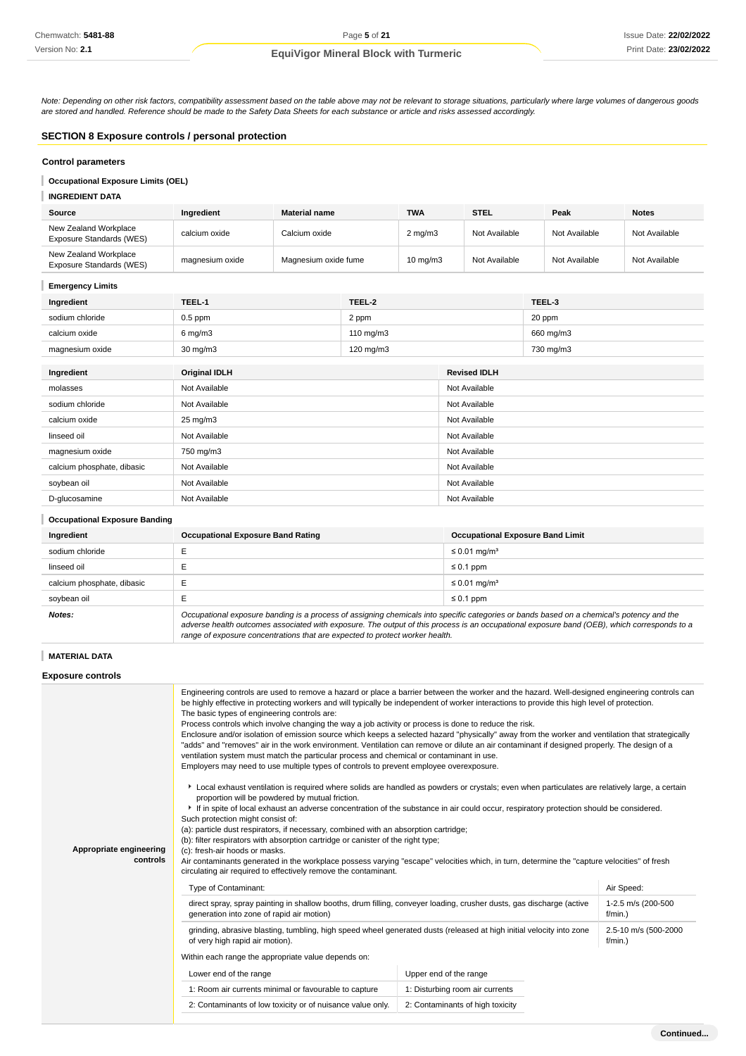*Note: Depending on other risk factors, compatibility assessment based on the table above may not be relevant to storage situations, particularly where large volumes of dangerous goods are stored and handled. Reference should be made to the Safety Data Sheets for each substance or article and risks assessed accordingly.*

## SECTION 8 Exposure controls / personal protection

### Control parameters

**Occupational Exposure Limits (OEL)**

**INGREDIENT DATA**

| Source | Ingredient | Material name | TWA | STEL | Peak | Notes |
|---|---|---|---|---|---|---|
| New Zealand Workplace Exposure Standards (WES) | calcium oxide | Calcium oxide | 2 mg/m3 | Not Available | Not Available | Not Available |
| New Zealand Workplace Exposure Standards (WES) | magnesium oxide | Magnesium oxide fume | 10 mg/m3 | Not Available | Not Available | Not Available |

**Emergency Limits**

| Ingredient | TEEL-1 | TEEL-2 | TEEL-3 |
|---|---|---|---|
| sodium chloride | 0.5 ppm | 2 ppm | 20 ppm |
| calcium oxide | 6 mg/m3 | 110 mg/m3 | 660 mg/m3 |
| magnesium oxide | 30 mg/m3 | 120 mg/m3 | 730 mg/m3 |

| Ingredient | Original IDLH | Revised IDLH |
|---|---|---|
| molasses | Not Available | Not Available |
| sodium chloride | Not Available | Not Available |
| calcium oxide | 25 mg/m3 | Not Available |
| linseed oil | Not Available | Not Available |
| magnesium oxide | 750 mg/m3 | Not Available |
| calcium phosphate, dibasic | Not Available | Not Available |
| soybean oil | Not Available | Not Available |
| D-glucosamine | Not Available | Not Available |

**Occupational Exposure Banding**

| Ingredient | Occupational Exposure Band Rating | Occupational Exposure Band Limit |
|---|---|---|
| sodium chloride | E | ≤ 0.01 mg/m³ |
| linseed oil | E | ≤ 0.1 ppm |
| calcium phosphate, dibasic | E | ≤ 0.01 mg/m³ |
| soybean oil | E | ≤ 0.1 ppm |
| ***Notes:*** | *Occupational exposure banding is a process of assigning chemicals into specific categories or bands based on a chemical's potency and the adverse health outcomes associated with exposure. The output of this process is an occupational exposure band (OEB), which corresponds to a range of exposure concentrations that are expected to protect worker health.* | |

**MATERIAL DATA**

### Exposure controls

**Appropriate engineering controls**

Engineering controls are used to remove a hazard or place a barrier between the worker and the hazard. Well-designed engineering controls can be highly effective in protecting workers and will typically be independent of worker interactions to provide this high level of protection.
The basic types of engineering controls are:
Process controls which involve changing the way a job activity or process is done to reduce the risk.
Enclosure and/or isolation of emission source which keeps a selected hazard "physically" away from the worker and ventilation that strategically "adds" and "removes" air in the work environment. Ventilation can remove or dilute an air contaminant if designed properly. The design of a ventilation system must match the particular process and chemical or contaminant in use.
Employers may need to use multiple types of controls to prevent employee overexposure.

- Local exhaust ventilation is required where solids are handled as powders or crystals; even when particulates are relatively large, a certain proportion will be powdered by mutual friction.
- If in spite of local exhaust an adverse concentration of the substance in air could occur, respiratory protection should be considered.

Such protection might consist of:
(a): particle dust respirators, if necessary, combined with an absorption cartridge;
(b): filter respirators with absorption cartridge or canister of the right type;
(c): fresh-air hoods or masks.
Air contaminants generated in the workplace possess varying "escape" velocities which, in turn, determine the "capture velocities" of fresh circulating air required to effectively remove the contaminant.

| Type of Contaminant: | Air Speed: |
|---|---|
| direct spray, spray painting in shallow booths, drum filling, conveyer loading, crusher dusts, gas discharge (active generation into zone of rapid air motion) | 1-2.5 m/s (200-500 f/min.) |
| grinding, abrasive blasting, tumbling, high speed wheel generated dusts (released at high initial velocity into zone of very high rapid air motion). | 2.5-10 m/s (500-2000 f/min.) |

Within each range the appropriate value depends on:

| Lower end of the range | Upper end of the range |
|---|---|
| 1: Room air currents minimal or favourable to capture | 1: Disturbing room air currents |
| 2: Contaminants of low toxicity or of nuisance value only. | 2: Contaminants of high toxicity |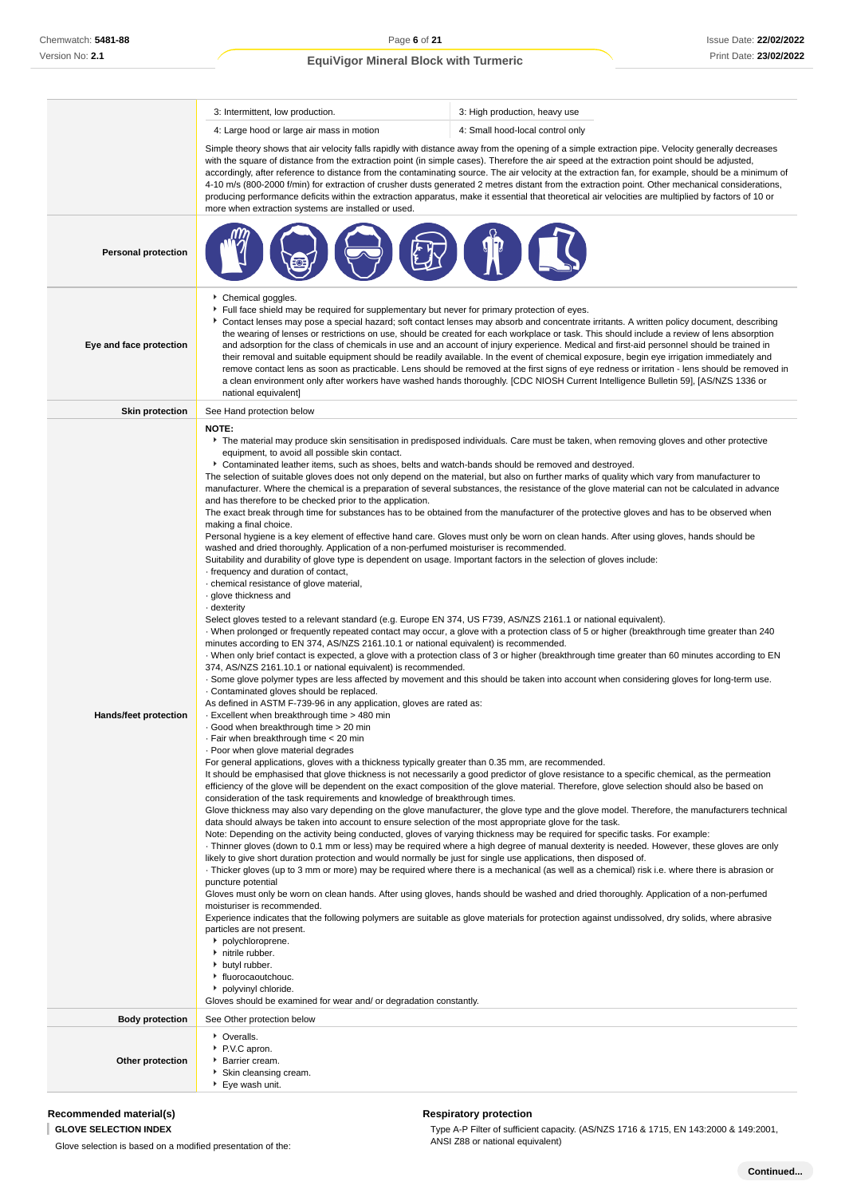| | | |
|---|---|---|
| | 3: Intermittent, low production. | 3: High production, heavy use |
| | 4: Large hood or large air mass in motion | 4: Small hood-local control only |
| | Simple theory shows that air velocity falls rapidly with distance away from the opening of a simple extraction pipe. Velocity generally decreases with the square of distance from the extraction point (in simple cases). Therefore the air speed at the extraction point should be adjusted, accordingly, after reference to distance from the contaminating source. The air velocity at the extraction fan, for example, should be a minimum of 4-10 m/s (800-2000 f/min) for extraction of crusher dusts generated 2 metres distant from the extraction point. Other mechanical considerations, producing performance deficits within the extraction apparatus, make it essential that theoretical air velocities are multiplied by factors of 10 or more when extraction systems are installed or used. | |

| | |
|---|---|
| **Personal protection** | |
| **Eye and face protection** | ‣ Chemical goggles.<br>‣ Full face shield may be required for supplementary but never for primary protection of eyes.<br>‣ Contact lenses may pose a special hazard; soft contact lenses may absorb and concentrate irritants. A written policy document, describing the wearing of lenses or restrictions on use, should be created for each workplace or task. This should include a review of lens absorption and adsorption for the class of chemicals in use and an account of injury experience. Medical and first-aid personnel should be trained in their removal and suitable equipment should be readily available. In the event of chemical exposure, begin eye irrigation immediately and remove contact lens as soon as practicable. Lens should be removed at the first signs of eye redness or irritation - lens should be removed in a clean environment only after workers have washed hands thoroughly. [CDC NIOSH Current Intelligence Bulletin 59], [AS/NZS 1336 or national equivalent] |
| **Skin protection** | See Hand protection below |
| **Hands/feet protection** | **NOTE:**<br>‣ The material may produce skin sensitisation in predisposed individuals. Care must be taken, when removing gloves and other protective equipment, to avoid all possible skin contact.<br>‣ Contaminated leather items, such as shoes, belts and watch-bands should be removed and destroyed.<br>The selection of suitable gloves does not only depend on the material, but also on further marks of quality which vary from manufacturer to manufacturer. Where the chemical is a preparation of several substances, the resistance of the glove material can not be calculated in advance and has therefore to be checked prior to the application.<br>The exact break through time for substances has to be obtained from the manufacturer of the protective gloves and has to be observed when making a final choice.<br>Personal hygiene is a key element of effective hand care. Gloves must only be worn on clean hands. After using gloves, hands should be washed and dried thoroughly. Application of a non-perfumed moisturiser is recommended.<br>Suitability and durability of glove type is dependent on usage. Important factors in the selection of gloves include:<br>· frequency and duration of contact,<br>· chemical resistance of glove material,<br>· glove thickness and<br>· dexterity<br>Select gloves tested to a relevant standard (e.g. Europe EN 374, US F739, AS/NZS 2161.1 or national equivalent).<br>· When prolonged or frequently repeated contact may occur, a glove with a protection class of 5 or higher (breakthrough time greater than 240 minutes according to EN 374, AS/NZS 2161.10.1 or national equivalent) is recommended.<br>· When only brief contact is expected, a glove with a protection class of 3 or higher (breakthrough time greater than 60 minutes according to EN 374, AS/NZS 2161.10.1 or national equivalent) is recommended.<br>· Some glove polymer types are less affected by movement and this should be taken into account when considering gloves for long-term use.<br>· Contaminated gloves should be replaced.<br>As defined in ASTM F-739-96 in any application, gloves are rated as:<br>· Excellent when breakthrough time > 480 min<br>· Good when breakthrough time > 20 min<br>· Fair when breakthrough time < 20 min<br>· Poor when glove material degrades<br>For general applications, gloves with a thickness typically greater than 0.35 mm, are recommended.<br>It should be emphasised that glove thickness is not necessarily a good predictor of glove resistance to a specific chemical, as the permeation efficiency of the glove will be dependent on the exact composition of the glove material. Therefore, glove selection should also be based on consideration of the task requirements and knowledge of breakthrough times.<br>Glove thickness may also vary depending on the glove manufacturer, the glove type and the glove model. Therefore, the manufacturers technical data should always be taken into account to ensure selection of the most appropriate glove for the task.<br>Note: Depending on the activity being conducted, gloves of varying thickness may be required for specific tasks. For example:<br>· Thinner gloves (down to 0.1 mm or less) may be required where a high degree of manual dexterity is needed. However, these gloves are only likely to give short duration protection and would normally be just for single use applications, then disposed of.<br>· Thicker gloves (up to 3 mm or more) may be required where there is a mechanical (as well as a chemical) risk i.e. where there is abrasion or puncture potential<br>Gloves must only be worn on clean hands. After using gloves, hands should be washed and dried thoroughly. Application of a non-perfumed moisturiser is recommended.<br>Experience indicates that the following polymers are suitable as glove materials for protection against undissolved, dry solids, where abrasive particles are not present.<br>‣ polychloroprene.<br>‣ nitrile rubber.<br>‣ butyl rubber.<br>‣ fluorocaoutchouc.<br>‣ polyvinyl chloride.<br>Gloves should be examined for wear and/ or degradation constantly. |
| **Body protection** | See Other protection below |
| **Other protection** | ‣ Overalls.<br>‣ P.V.C apron.<br>‣ Barrier cream.<br>‣ Skin cleansing cream.<br>‣ Eye wash unit. |

### Recommended material(s)

**GLOVE SELECTION INDEX**

Glove selection is based on a modified presentation of the:

### Respiratory protection

Type A-P Filter of sufficient capacity. (AS/NZS 1716 & 1715, EN 143:2000 & 149:2001, ANSI Z88 or national equivalent)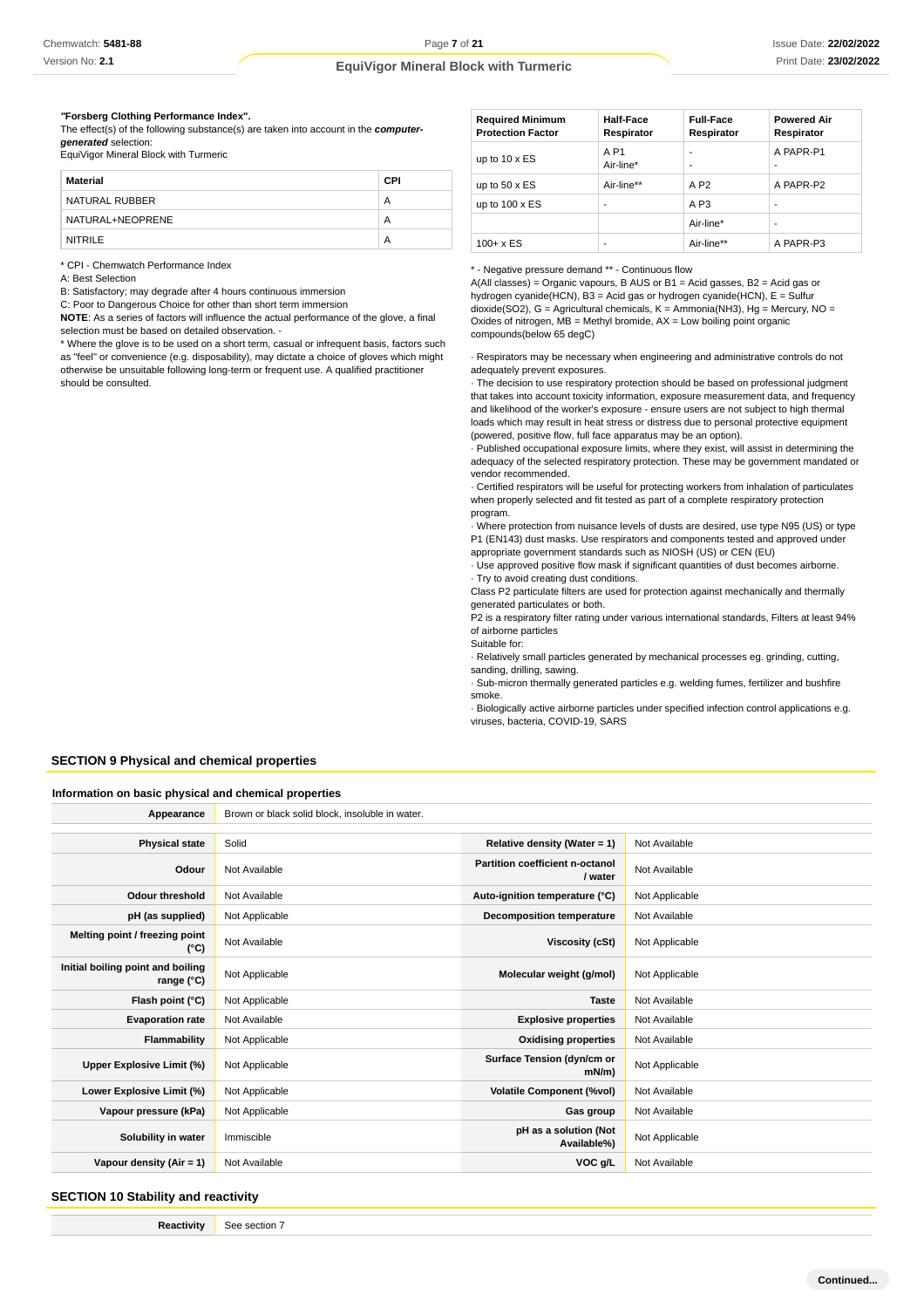**"Forsberg Clothing Performance Index".**
The effect(s) of the following substance(s) are taken into account in the ***computer-generated*** selection:
EquiVigor Mineral Block with Turmeric

| Material | CPI |
|---|---|
| NATURAL RUBBER | A |
| NATURAL+NEOPRENE | A |
| NITRILE | A |

* CPI - Chemwatch Performance Index
A: Best Selection
B: Satisfactory; may degrade after 4 hours continuous immersion
C: Poor to Dangerous Choice for other than short term immersion
**NOTE**: As a series of factors will influence the actual performance of the glove, a final selection must be based on detailed observation. -
* Where the glove is to be used on a short term, casual or infrequent basis, factors such as "feel" or convenience (e.g. disposability), may dictate a choice of gloves which might otherwise be unsuitable following long-term or frequent use. A qualified practitioner should be consulted.

| Required Minimum Protection Factor | Half-Face Respirator | Full-Face Respirator | Powered Air Respirator |
|---|---|---|---|
| up to 10 x ES | A P1<br>Air-line* | -<br>- | A PAPR-P1<br>- |
| up to 50 x ES | Air-line** | A P2 | A PAPR-P2 |
| up to 100 x ES | - | A P3 | - |
| | | Air-line* | - |
| 100+ x ES | - | Air-line** | A PAPR-P3 |

* - Negative pressure demand ** - Continuous flow
A(All classes) = Organic vapours, B AUS or B1 = Acid gasses, B2 = Acid gas or hydrogen cyanide(HCN), B3 = Acid gas or hydrogen cyanide(HCN), E = Sulfur dioxide(SO2), G = Agricultural chemicals, K = Ammonia(NH3), Hg = Mercury, NO = Oxides of nitrogen, MB = Methyl bromide, AX = Low boiling point organic compounds(below 65 degC)

· Respirators may be necessary when engineering and administrative controls do not adequately prevent exposures.
· The decision to use respiratory protection should be based on professional judgment that takes into account toxicity information, exposure measurement data, and frequency and likelihood of the worker's exposure - ensure users are not subject to high thermal loads which may result in heat stress or distress due to personal protective equipment (powered, positive flow, full face apparatus may be an option).
· Published occupational exposure limits, where they exist, will assist in determining the adequacy of the selected respiratory protection. These may be government mandated or vendor recommended.
· Certified respirators will be useful for protecting workers from inhalation of particulates when properly selected and fit tested as part of a complete respiratory protection program.
· Where protection from nuisance levels of dusts are desired, use type N95 (US) or type P1 (EN143) dust masks. Use respirators and components tested and approved under appropriate government standards such as NIOSH (US) or CEN (EU)
· Use approved positive flow mask if significant quantities of dust becomes airborne.
· Try to avoid creating dust conditions.
Class P2 particulate filters are used for protection against mechanically and thermally generated particulates or both.
P2 is a respiratory filter rating under various international standards, Filters at least 94% of airborne particles
Suitable for:
· Relatively small particles generated by mechanical processes eg. grinding, cutting, sanding, drilling, sawing.
· Sub-micron thermally generated particles e.g. welding fumes, fertilizer and bushfire smoke.
· Biologically active airborne particles under specified infection control applications e.g. viruses, bacteria, COVID-19, SARS

## SECTION 9 Physical and chemical properties

### Information on basic physical and chemical properties

| Appearance | Brown or black solid block, insoluble in water. | | |
|---|---|---|---|
| **Physical state** | Solid | **Relative density (Water = 1)** | Not Available |
| **Odour** | Not Available | **Partition coefficient n-octanol / water** | Not Available |
| **Odour threshold** | Not Available | **Auto-ignition temperature (°C)** | Not Applicable |
| **pH (as supplied)** | Not Applicable | **Decomposition temperature** | Not Available |
| **Melting point / freezing point (°C)** | Not Available | **Viscosity (cSt)** | Not Applicable |
| **Initial boiling point and boiling range (°C)** | Not Applicable | **Molecular weight (g/mol)** | Not Applicable |
| **Flash point (°C)** | Not Applicable | **Taste** | Not Available |
| **Evaporation rate** | Not Available | **Explosive properties** | Not Available |
| **Flammability** | Not Applicable | **Oxidising properties** | Not Available |
| **Upper Explosive Limit (%)** | Not Applicable | **Surface Tension (dyn/cm or mN/m)** | Not Applicable |
| **Lower Explosive Limit (%)** | Not Applicable | **Volatile Component (%vol)** | Not Available |
| **Vapour pressure (kPa)** | Not Applicable | **Gas group** | Not Available |
| **Solubility in water** | Immiscible | **pH as a solution (Not Available%)** | Not Applicable |
| **Vapour density (Air = 1)** | Not Available | **VOC g/L** | Not Available |

## SECTION 10 Stability and reactivity

| Reactivity | See section 7 |
|---|---|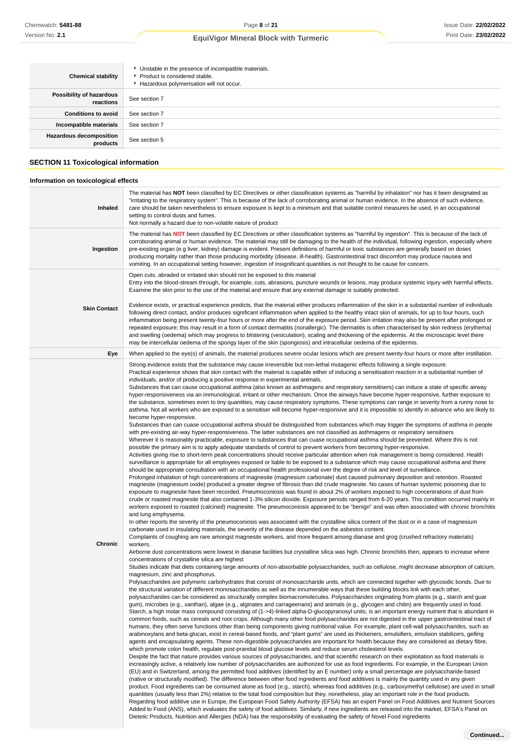| | |
|---|---|
| **Chemical stability** | Unstable in the presence of incompatible materials.<br>Product is considered stable.<br>Hazardous polymerisation will not occur. |
| **Possibility of hazardous reactions** | See section 7 |
| **Conditions to avoid** | See section 7 |
| **Incompatible materials** | See section 7 |
| **Hazardous decomposition products** | See section 5 |

## SECTION 11 Toxicological information

### Information on toxicological effects

| | |
|---|---|
| **Inhaled** | The material has **NOT** been classified by EC Directives or other classification systems as "harmful by inhalation" nor has it been designated as "irritating to the respiratory system". This is because of the lack of corroborating animal or human evidence. In the absence of such evidence, care should be taken nevertheless to ensure exposure is kept to a minimum and that suitable control measures be used, in an occupational setting to control dusts and fumes.<br>Not normally a hazard due to non-volatile nature of product |
| **Ingestion** | The material has **NOT** been classified by EC Directives or other classification systems as "harmful by ingestion". This is because of the lack of corroborating animal or human evidence. The material may still be damaging to the health of the individual, following ingestion, especially where pre-existing organ (e.g liver, kidney) damage is evident. Present definitions of harmful or toxic substances are generally based on doses producing mortality rather than those producing morbidity (disease, ill-health). Gastrointestinal tract discomfort may produce nausea and vomiting. In an occupational setting however, ingestion of insignificant quantities is not thought to be cause for concern. |
| **Skin Contact** | Open cuts, abraded or irritated skin should not be exposed to this material<br>Entry into the blood-stream through, for example, cuts, abrasions, puncture wounds or lesions, may produce systemic injury with harmful effects. Examine the skin prior to the use of the material and ensure that any external damage is suitably protected.<br><br>Evidence exists, or practical experience predicts, that the material either produces inflammation of the skin in a substantial number of individuals following direct contact, and/or produces significant inflammation when applied to the healthy intact skin of animals, for up to four hours, such inflammation being present twenty-four hours or more after the end of the exposure period. Skin irritation may also be present after prolonged or repeated exposure; this may result in a form of contact dermatitis (nonallergic). The dermatitis is often characterised by skin redness (erythema) and swelling (oedema) which may progress to blistering (vesiculation), scaling and thickening of the epidermis. At the microscopic level there may be intercellular oedema of the spongy layer of the skin (spongiosis) and intracellular oedema of the epidermis. |
| **Eye** | When applied to the eye(s) of animals, the material produces severe ocular lesions which are present twenty-four hours or more after instillation. |
| **Chronic** | Strong evidence exists that the substance may cause irreversible but non-lethal mutagenic effects following a single exposure.<br>Practical experience shows that skin contact with the material is capable either of inducing a sensitisation reaction in a substantial number of individuals, and/or of producing a positive response in experimental animals.<br>Substances that can cause occupational asthma (also known as asthmagens and respiratory sensitisers) can induce a state of specific airway hyper-responsiveness via an immunological, irritant or other mechanism. Once the airways have become hyper-responsive, further exposure to the substance, sometimes even to tiny quantities, may cause respiratory symptoms. These symptoms can range in severity from a runny nose to asthma. Not all workers who are exposed to a sensitiser will become hyper-responsive and it is impossible to identify in advance who are likely to become hyper-responsive.<br>Substances than can cuase occupational asthma should be distinguished from substances which may trigger the symptoms of asthma in people with pre-existing air-way hyper-responsiveness. The latter substances are not classified as asthmagens or respiratory sensitisers<br>Wherever it is reasonably practicable, exposure to substances that can cuase occupational asthma should be prevented. Where this is not possible the primary aim is to apply adequate standards of control to prevent workers from becoming hyper-responsive.<br>Activities giving rise to short-term peak concentrations should receive particular attention when risk management is being considered. Health surveillance is appropriate for all employees exposed or liable to be exposed to a substance which may cause occupational asthma and there should be appropriate consultation with an occupational health professional over the degree of risk and level of surveillance.<br>Prolonged inhalation of high concentrations of magnesite (magnesium carbonate) dust caused pulmonary deposition and retention. Roasted magnesite (magnesium oxide) produced a greater degree of fibrosis than did crude magnesite. No cases of human systemic poisoning due to exposure to magnesite have been recorded. Pneumoconiosis was found in about 2% of workers exposed to high concentrations of dust from crude or roasted magnesite that also contained 1-3% silicon dioxide. Exposure periods ranged from 6-20 years. This condition occurred mainly in workers exposed to roasted (calcined) magnesite. The pneumoconiosis appeared to be "benign" and was often associated with chronic bronchitis and lung emphysema.<br>In other reports the severity of the pneumoconiosis was associated with the crystalline silica content of the dust or in a case of magnesium carbonate used in insulating materials, the severity of the disease depended on the asbestos content.<br>Complaints of coughing are rare amongst magnesite workers, and more frequent among dianase and grog (crushed refractory materials) workers.<br>Airborne dust concentrations were lowest in dianase facilities but crystalline silica was high. Chronic bronchitis then, appears to increase where concentrations of crystalline silica are highest<br>Studies indicate that diets containing large amounts of non-absorbable polysaccharides, such as cellulose, might decrease absorption of calcium, magnesium, zinc and phosphorus.<br>Polysaccharides are polymeric carbohydrates that consist of monosaccharide units, which are connected together with glycosidic bonds. Due to the structural variation of different monosaccharides as well as the innumerable ways that these building blocks link with each other, polysaccharides can be considered as structurally complex biomacromolecules. Polysaccharides originating from plants (e.g., starch and guar gum), microbes (e.g., xanthan), algae (e.g., alginates and carrageenans) and animals (e.g., glycogen and chitin) are frequently used in food.<br>Starch, a high molar mass compound consisting of (1->4)-linked alpha-D-glucopyranosyl units, is an important energy nutrient that is abundant in common foods, such as cereals and root crops. Although many other food polysaccharides are not digested in the gastrointestinal tract of humans, they often serve functions other than being components giving nutritional value. For example, plant cell-wall polysaccharides, such as arabinoxylans and beta-glucan, exist in cereal-based foods, and "plant gums" are used as thickeners, emulsifiers, emulsion stabilizers, gelling agents and encapsulating agents. These non-digestible polysaccharides are important for health because they are considered as dietary fibre, which promote colon health, regulate post-prandial blood glucose levels and reduce serum cholesterol levels.<br>Despite the fact that nature provides various sources of polysaccharides, and that scientific research on their exploitation as food materials is increasingly active, a relatively low number of polysaccharides are authorized for use as food ingredients. For example, in the European Union (EU) and in Switzerland, among the permitted food additives (identified by an E number) only a small percentage are polysaccharide-based (native or structurally modified). The difference between other food ingredients and food additives is mainly the quantity used in any given product. Food ingredients can be consumed alone as food (e.g., starch), whereas food additives (e.g., carboxymethyl cellulose) are used in small quantities (usually less than 2%) relative to the total food composition but they, nonetheless, play an important role in the food products.<br>Regarding food additive use in Europe, the European Food Safety Authority (EFSA) has an expert Panel on Food Additives and Nutrient Sources Added to Food (ANS), which evaluates the safety of food additives. Similarly, if new ingredients are released into the market, EFSA's Panel on Dietetic Products, Nutrition and Allergies (NDA) has the responsibility of evaluating the safety of Novel Food ingredients |

Continued...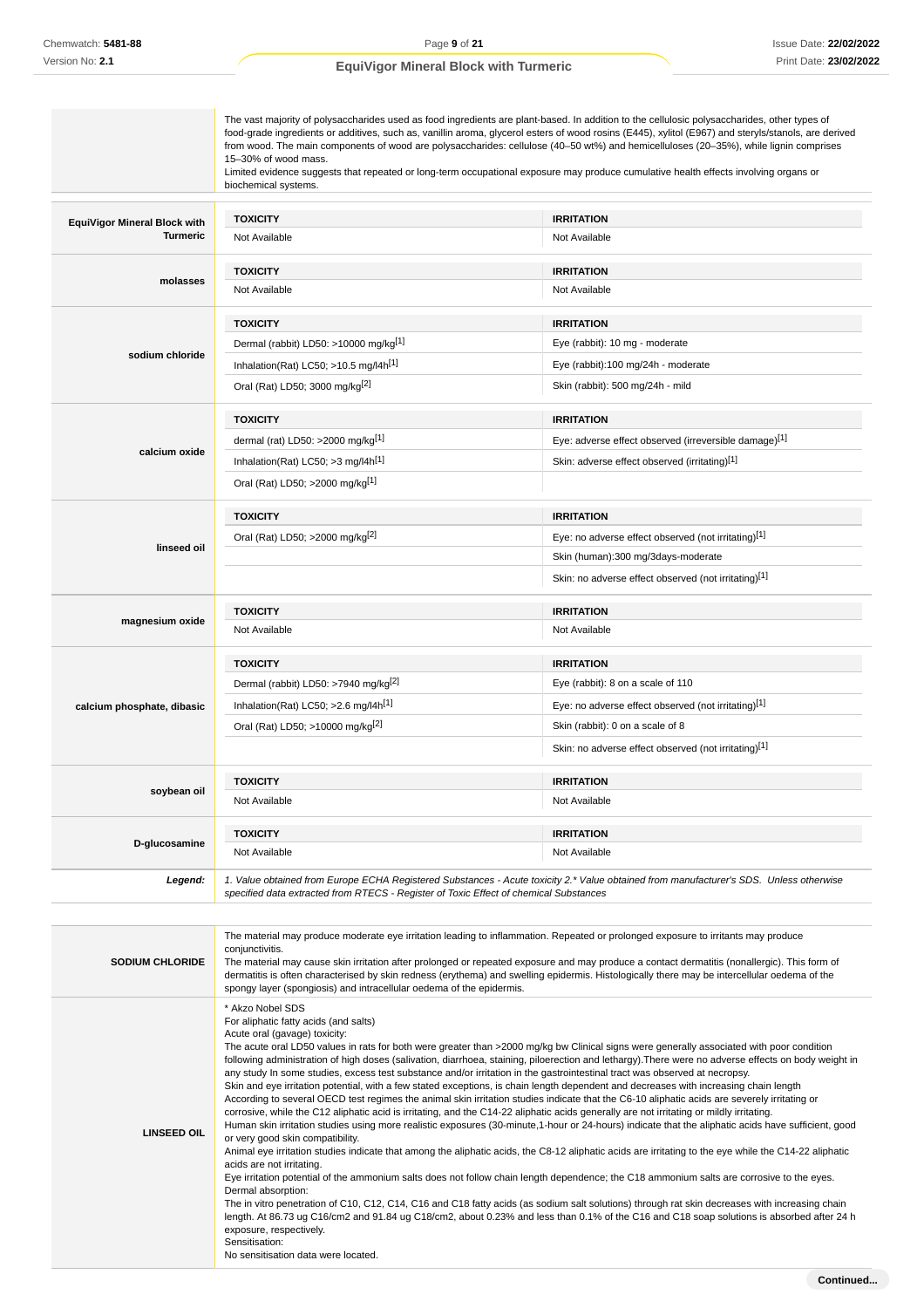| | |
|---|---|
| | The vast majority of polysaccharides used as food ingredients are plant-based. In addition to the cellulosic polysaccharides, other types of food-grade ingredients or additives, such as, vanillin aroma, glycerol esters of wood rosins (E445), xylitol (E967) and steryls/stanols, are derived from wood. The main components of wood are polysaccharides: cellulose (40–50 wt%) and hemicelluloses (20–35%), while lignin comprises 15–30% of wood mass. Limited evidence suggests that repeated or long-term occupational exposure may produce cumulative health effects involving organs or biochemical systems. |

| | TOXICITY | IRRITATION |
|---|---|---|
| **EquiVigor Mineral Block with Turmeric** | Not Available | Not Available |
| **molasses** | Not Available | Not Available |
| **sodium chloride** | Dermal (rabbit) LD50: >10000 mg/kg[1] | Eye (rabbit): 10 mg - moderate |
| | Inhalation(Rat) LC50; >10.5 mg/l4h[1] | Eye (rabbit):100 mg/24h - moderate |
| | Oral (Rat) LD50; 3000 mg/kg[2] | Skin (rabbit): 500 mg/24h - mild |
| **calcium oxide** | dermal (rat) LD50: >2000 mg/kg[1] | Eye: adverse effect observed (irreversible damage)[1] |
| | Inhalation(Rat) LC50; >3 mg/l4h[1] | Skin: adverse effect observed (irritating)[1] |
| | Oral (Rat) LD50; >2000 mg/kg[1] | |
| **linseed oil** | Oral (Rat) LD50; >2000 mg/kg[2] | Eye: no adverse effect observed (not irritating)[1] |
| | | Skin (human):300 mg/3days-moderate |
| | | Skin: no adverse effect observed (not irritating)[1] |
| **magnesium oxide** | Not Available | Not Available |
| **calcium phosphate, dibasic** | Dermal (rabbit) LD50: >7940 mg/kg[2] | Eye (rabbit): 8 on a scale of 110 |
| | Inhalation(Rat) LC50; >2.6 mg/l4h[1] | Eye: no adverse effect observed (not irritating)[1] |
| | Oral (Rat) LD50; >10000 mg/kg[2] | Skin (rabbit): 0 on a scale of 8 |
| | | Skin: no adverse effect observed (not irritating)[1] |
| **soybean oil** | Not Available | Not Available |
| **D-glucosamine** | Not Available | Not Available |
| ***Legend:*** | *1. Value obtained from Europe ECHA Registered Substances - Acute toxicity 2.* Value obtained from manufacturer's SDS. Unless otherwise specified data extracted from RTECS - Register of Toxic Effect of chemical Substances* | |

| | |
|---|---|
| **SODIUM CHLORIDE** | The material may produce moderate eye irritation leading to inflammation. Repeated or prolonged exposure to irritants may produce conjunctivitis.<br>The material may cause skin irritation after prolonged or repeated exposure and may produce a contact dermatitis (nonallergic). This form of dermatitis is often characterised by skin redness (erythema) and swelling epidermis. Histologically there may be intercellular oedema of the spongy layer (spongiosis) and intracellular oedema of the epidermis. |
| **LINSEED OIL** | * Akzo Nobel SDS<br>For aliphatic fatty acids (and salts)<br>Acute oral (gavage) toxicity:<br>The acute oral LD50 values in rats for both were greater than >2000 mg/kg bw Clinical signs were generally associated with poor condition following administration of high doses (salivation, diarrhoea, staining, piloerection and lethargy).There were no adverse effects on body weight in any study In some studies, excess test substance and/or irritation in the gastrointestinal tract was observed at necropsy.<br>Skin and eye irritation potential, with a few stated exceptions, is chain length dependent and decreases with increasing chain length<br>According to several OECD test regimes the animal skin irritation studies indicate that the C6-10 aliphatic acids are severely irritating or corrosive, while the C12 aliphatic acid is irritating, and the C14-22 aliphatic acids generally are not irritating or mildly irritating.<br>Human skin irritation studies using more realistic exposures (30-minute,1-hour or 24-hours) indicate that the aliphatic acids have sufficient, good or very good skin compatibility.<br>Animal eye irritation studies indicate that among the aliphatic acids, the C8-12 aliphatic acids are irritating to the eye while the C14-22 aliphatic acids are not irritating.<br>Eye irritation potential of the ammonium salts does not follow chain length dependence; the C18 ammonium salts are corrosive to the eyes.<br>Dermal absorption:<br>The in vitro penetration of C10, C12, C14, C16 and C18 fatty acids (as sodium salt solutions) through rat skin decreases with increasing chain length. At 86.73 ug C16/cm2 and 91.84 ug C18/cm2, about 0.23% and less than 0.1% of the C16 and C18 soap solutions is absorbed after 24 h exposure, respectively.<br>Sensitisation:<br>No sensitisation data were located. |

**Continued...**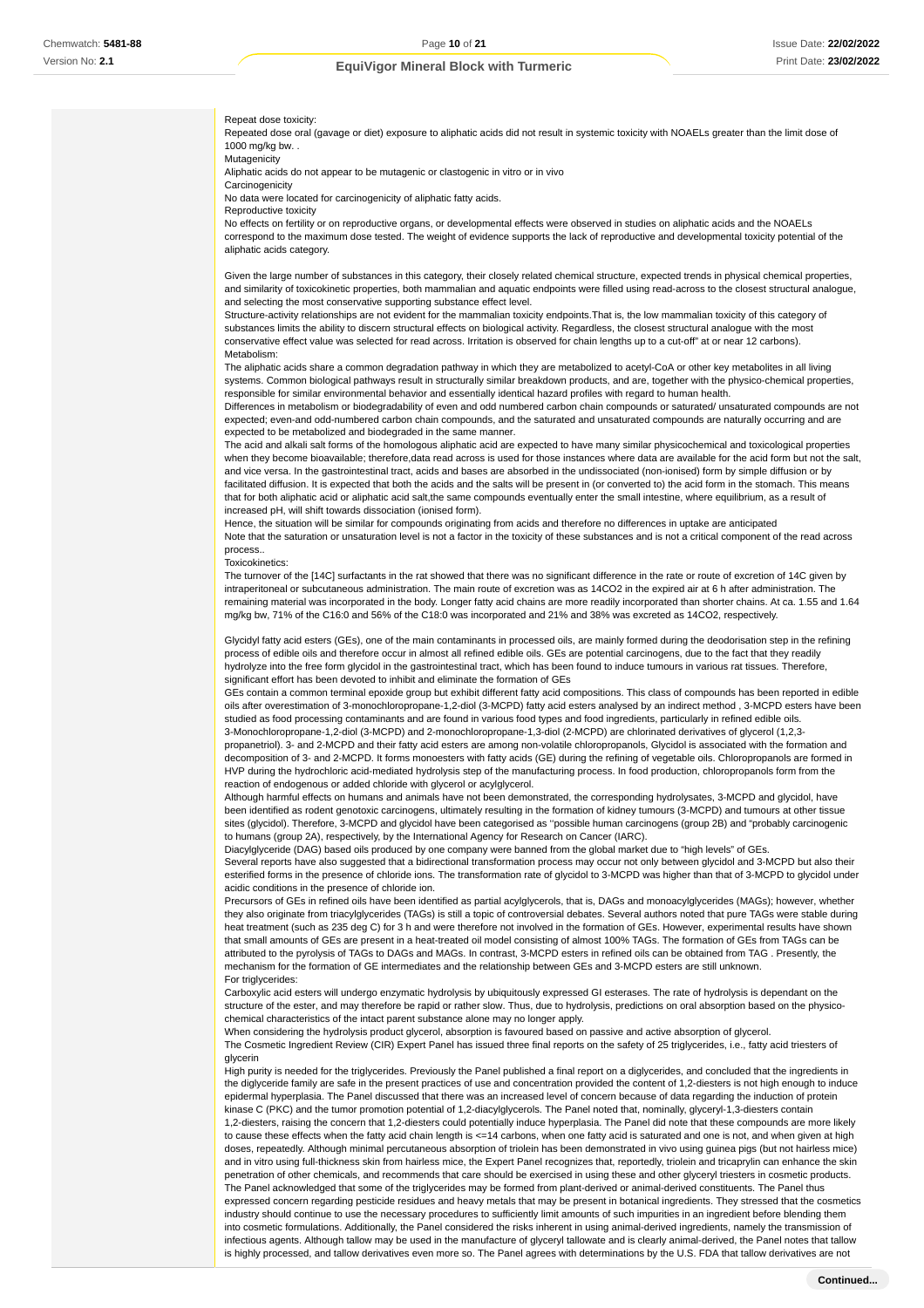Repeat dose toxicity:

Repeated dose oral (gavage or diet) exposure to aliphatic acids did not result in systemic toxicity with NOAELs greater than the limit dose of 1000 mg/kg bw. .

Mutagenicity

Aliphatic acids do not appear to be mutagenic or clastogenic in vitro or in vivo

Carcinogenicity

No data were located for carcinogenicity of aliphatic fatty acids.

Reproductive toxicity

No effects on fertility or on reproductive organs, or developmental effects were observed in studies on aliphatic acids and the NOAELs correspond to the maximum dose tested. The weight of evidence supports the lack of reproductive and developmental toxicity potential of the aliphatic acids category.

Given the large number of substances in this category, their closely related chemical structure, expected trends in physical chemical properties, and similarity of toxicokinetic properties, both mammalian and aquatic endpoints were filled using read-across to the closest structural analogue, and selecting the most conservative supporting substance effect level.

Structure-activity relationships are not evident for the mammalian toxicity endpoints.That is, the low mammalian toxicity of this category of substances limits the ability to discern structural effects on biological activity. Regardless, the closest structural analogue with the most conservative effect value was selected for read across. Irritation is observed for chain lengths up to a cut-off" at or near 12 carbons).

Metabolism:

The aliphatic acids share a common degradation pathway in which they are metabolized to acetyl-CoA or other key metabolites in all living systems. Common biological pathways result in structurally similar breakdown products, and are, together with the physico-chemical properties, responsible for similar environmental behavior and essentially identical hazard profiles with regard to human health.

Differences in metabolism or biodegradability of even and odd numbered carbon chain compounds or saturated/ unsaturated compounds are not expected; even-and odd-numbered carbon chain compounds, and the saturated and unsaturated compounds are naturally occurring and are expected to be metabolized and biodegraded in the same manner.

The acid and alkali salt forms of the homologous aliphatic acid are expected to have many similar physicochemical and toxicological properties when they become bioavailable; therefore,data read across is used for those instances where data are available for the acid form but not the salt, and vice versa. In the gastrointestinal tract, acids and bases are absorbed in the undissociated (non-ionised) form by simple diffusion or by facilitated diffusion. It is expected that both the acids and the salts will be present in (or converted to) the acid form in the stomach. This means that for both aliphatic acid or aliphatic acid salt,the same compounds eventually enter the small intestine, where equilibrium, as a result of increased pH, will shift towards dissociation (ionised form).

Hence, the situation will be similar for compounds originating from acids and therefore no differences in uptake are anticipated

Note that the saturation or unsaturation level is not a factor in the toxicity of these substances and is not a critical component of the read across process..

Toxicokinetics:

The turnover of the [14C] surfactants in the rat showed that there was no significant difference in the rate or route of excretion of 14C given by intraperitoneal or subcutaneous administration. The main route of excretion was as $^{14}CO_2$ in the expired air at 6 h after administration. The remaining material was incorporated in the body. Longer fatty acid chains are more readily incorporated than shorter chains. At ca. 1.55 and 1.64 mg/kg bw, 71% of the C16:0 and 56% of the C18:0 was incorporated and 21% and 38% was excreted as $^{14}CO_2$, respectively.

Glycidyl fatty acid esters (GEs), one of the main contaminants in processed oils, are mainly formed during the deodorisation step in the refining process of edible oils and therefore occur in almost all refined edible oils. GEs are potential carcinogens, due to the fact that they readily hydrolyze into the free form glycidol in the gastrointestinal tract, which has been found to induce tumours in various rat tissues. Therefore, significant effort has been devoted to inhibit and eliminate the formation of GEs

GEs contain a common terminal epoxide group but exhibit different fatty acid compositions. This class of compounds has been reported in edible oils after overestimation of 3-monochloropropane-1,2-diol (3-MCPD) fatty acid esters analysed by an indirect method , 3-MCPD esters have been studied as food processing contaminants and are found in various food types and food ingredients, particularly in refined edible oils.

3-Monochloropropane-1,2-diol (3-MCPD) and 2-monochloropropane-1,3-diol (2-MCPD) are chlorinated derivatives of glycerol (1,2,3-propanetriol). 3- and 2-MCPD and their fatty acid esters are among non-volatile chloropropanols, Glycidol is associated with the formation and decomposition of 3- and 2-MCPD. It forms monoesters with fatty acids (GE) during the refining of vegetable oils. Chloropropanols are formed in HVP during the hydrochloric acid-mediated hydrolysis step of the manufacturing process. In food production, chloropropanols form from the reaction of endogenous or added chloride with glycerol or acylglycerol.

Although harmful effects on humans and animals have not been demonstrated, the corresponding hydrolysates, 3-MCPD and glycidol, have been identified as rodent genotoxic carcinogens, ultimately resulting in the formation of kidney tumours (3-MCPD) and tumours at other tissue sites (glycidol). Therefore, 3-MCPD and glycidol have been categorised as ''possible human carcinogens (group 2B) and "probably carcinogenic to humans (group 2A), respectively, by the International Agency for Research on Cancer (IARC).

Diacylglyceride (DAG) based oils produced by one company were banned from the global market due to "high levels" of GEs.

Several reports have also suggested that a bidirectional transformation process may occur not only between glycidol and 3-MCPD but also their esterified forms in the presence of chloride ions. The transformation rate of glycidol to 3-MCPD was higher than that of 3-MCPD to glycidol under acidic conditions in the presence of chloride ion.

Precursors of GEs in refined oils have been identified as partial acylglycerols, that is, DAGs and monoacylglycerides (MAGs); however, whether they also originate from triacylglycerides (TAGs) is still a topic of controversial debates. Several authors noted that pure TAGs were stable during heat treatment (such as 235 deg C) for 3 h and were therefore not involved in the formation of GEs. However, experimental results have shown that small amounts of GEs are present in a heat-treated oil model consisting of almost 100% TAGs. The formation of GEs from TAGs can be attributed to the pyrolysis of TAGs to DAGs and MAGs. In contrast, 3-MCPD esters in refined oils can be obtained from TAG . Presently, the mechanism for the formation of GE intermediates and the relationship between GEs and 3-MCPD esters are still unknown.

For triglycerides:

Carboxylic acid esters will undergo enzymatic hydrolysis by ubiquitously expressed GI esterases. The rate of hydrolysis is dependant on the structure of the ester, and may therefore be rapid or rather slow. Thus, due to hydrolysis, predictions on oral absorption based on the physico-chemical characteristics of the intact parent substance alone may no longer apply.

When considering the hydrolysis product glycerol, absorption is favoured based on passive and active absorption of glycerol.

The Cosmetic Ingredient Review (CIR) Expert Panel has issued three final reports on the safety of 25 triglycerides, i.e., fatty acid triesters of glycerin

High purity is needed for the triglycerides. Previously the Panel published a final report on a diglycerides, and concluded that the ingredients in the diglyceride family are safe in the present practices of use and concentration provided the content of 1,2-diesters is not high enough to induce epidermal hyperplasia. The Panel discussed that there was an increased level of concern because of data regarding the induction of protein kinase C (PKC) and the tumor promotion potential of 1,2-diacylglycerols. The Panel noted that, nominally, glyceryl-1,3-diesters contain 1,2-diesters, raising the concern that 1,2-diesters could potentially induce hyperplasia. The Panel did note that these compounds are more likely to cause these effects when the fatty acid chain length is <=14 carbons, when one fatty acid is saturated and one is not, and when given at high doses, repeatedly. Although minimal percutaneous absorption of triolein has been demonstrated in vivo using guinea pigs (but not hairless mice) and in vitro using full-thickness skin from hairless mice, the Expert Panel recognizes that, reportedly, triolein and tricaprylin can enhance the skin penetration of other chemicals, and recommends that care should be exercised in using these and other glyceryl triesters in cosmetic products.

The Panel acknowledged that some of the triglycerides may be formed from plant-derived or animal-derived constituents. The Panel thus expressed concern regarding pesticide residues and heavy metals that may be present in botanical ingredients. They stressed that the cosmetics industry should continue to use the necessary procedures to sufficiently limit amounts of such impurities in an ingredient before blending them into cosmetic formulations. Additionally, the Panel considered the risks inherent in using animal-derived ingredients, namely the transmission of infectious agents. Although tallow may be used in the manufacture of glyceryl tallowate and is clearly animal-derived, the Panel notes that tallow is highly processed, and tallow derivatives even more so. The Panel agrees with determinations by the U.S. FDA that tallow derivatives are not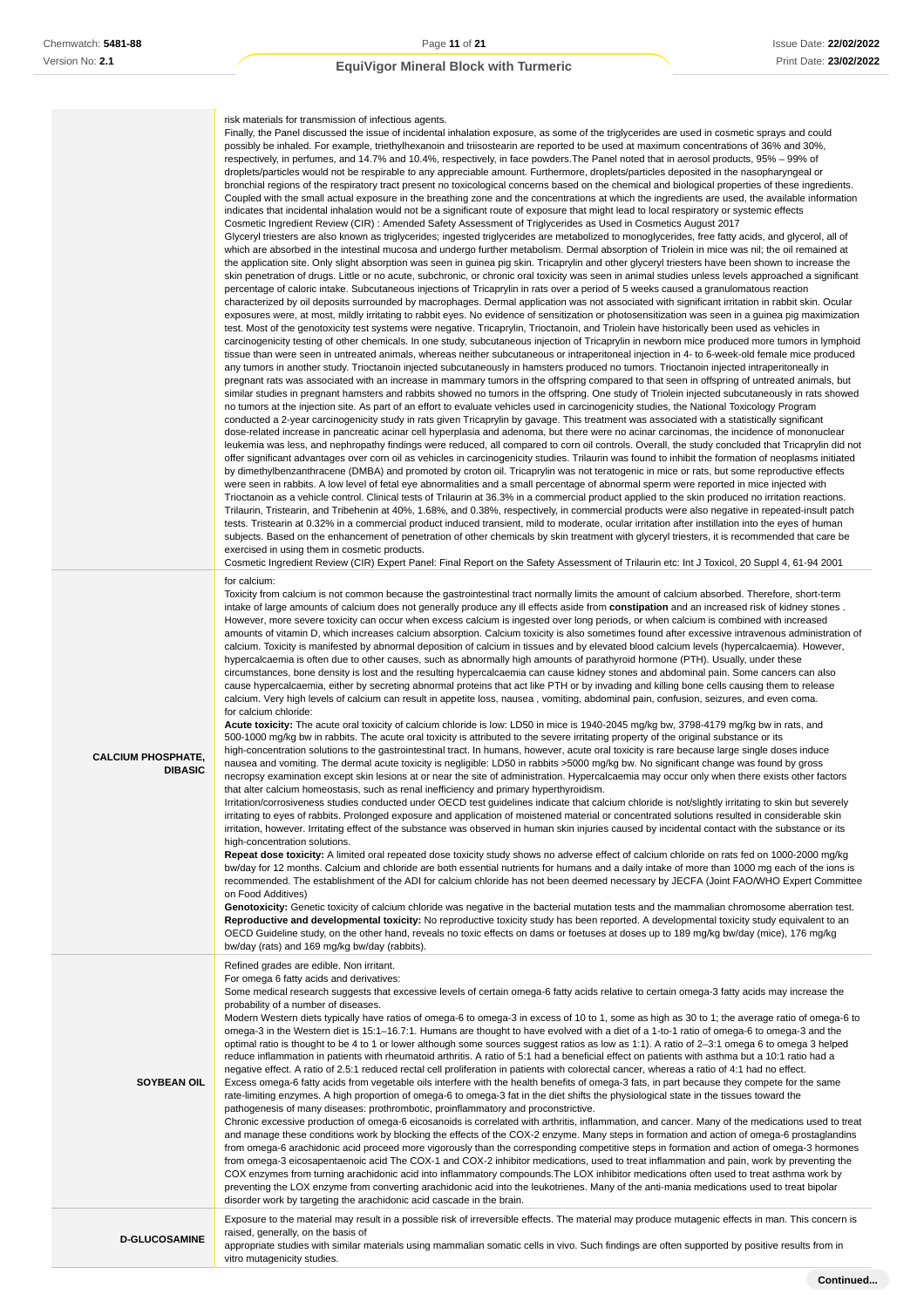| | |
|---|---|
| | risk materials for transmission of infectious agents.<br>Finally, the Panel discussed the issue of incidental inhalation exposure, as some of the triglycerides are used in cosmetic sprays and could possibly be inhaled. For example, triethylhexanoin and triisostearin are reported to be used at maximum concentrations of 36% and 30%, respectively, in perfumes, and 14.7% and 10.4%, respectively, in face powders.The Panel noted that in aerosol products, 95% – 99% of droplets/particles would not be respirable to any appreciable amount. Furthermore, droplets/particles deposited in the nasopharyngeal or bronchial regions of the respiratory tract present no toxicological concerns based on the chemical and biological properties of these ingredients. Coupled with the small actual exposure in the breathing zone and the concentrations at which the ingredients are used, the available information indicates that incidental inhalation would not be a significant route of exposure that might lead to local respiratory or systemic effects<br>Cosmetic Ingredient Review (CIR) : Amended Safety Assessment of Triglycerides as Used in Cosmetics August 2017<br>Glyceryl triesters are also known as triglycerides; ingested triglycerides are metabolized to monoglycerides, free fatty acids, and glycerol, all of which are absorbed in the intestinal mucosa and undergo further metabolism. Dermal absorption of Triolein in mice was nil; the oil remained at the application site. Only slight absorption was seen in guinea pig skin. Tricaprylin and other glyceryl triesters have been shown to increase the skin penetration of drugs. Little or no acute, subchronic, or chronic oral toxicity was seen in animal studies unless levels approached a significant percentage of caloric intake. Subcutaneous injections of Tricaprylin in rats over a period of 5 weeks caused a granulomatous reaction characterized by oil deposits surrounded by macrophages. Dermal application was not associated with significant irritation in rabbit skin. Ocular exposures were, at most, mildly irritating to rabbit eyes. No evidence of sensitization or photosensitization was seen in a guinea pig maximization test. Most of the genotoxicity test systems were negative. Tricaprylin, Trioctanoin, and Triolein have historically been used as vehicles in carcinogenicity testing of other chemicals. In one study, subcutaneous injection of Tricaprylin in newborn mice produced more tumors in lymphoid tissue than were seen in untreated animals, whereas neither subcutaneous or intraperitoneal injection in 4- to 6-week-old female mice produced any tumors in another study. Trioctanoin injected subcutaneously in hamsters produced no tumors. Trioctanoin injected intraperitoneally in pregnant rats was associated with an increase in mammary tumors in the offspring compared to that seen in offspring of untreated animals, but similar studies in pregnant hamsters and rabbits showed no tumors in the offspring. One study of Triolein injected subcutaneously in rats showed no tumors at the injection site. As part of an effort to evaluate vehicles used in carcinogenicity studies, the National Toxicology Program conducted a 2-year carcinogenicity study in rats given Tricaprylin by gavage. This treatment was associated with a statistically significant dose-related increase in pancreatic acinar cell hyperplasia and adenoma, but there were no acinar carcinomas, the incidence of mononuclear leukemia was less, and nephropathy findings were reduced, all compared to corn oil controls. Overall, the study concluded that Tricaprylin did not offer significant advantages over corn oil as vehicles in carcinogenicity studies. Trilaurin was found to inhibit the formation of neoplasms initiated by dimethylbenzanthracene (DMBA) and promoted by croton oil. Tricaprylin was not teratogenic in mice or rats, but some reproductive effects were seen in rabbits. A low level of fetal eye abnormalities and a small percentage of abnormal sperm were reported in mice injected with Trioctanoin as a vehicle control. Clinical tests of Trilaurin at 36.3% in a commercial product applied to the skin produced no irritation reactions. Trilaurin, Tristearin, and Tribehenin at 40%, 1.68%, and 0.38%, respectively, in commercial products were also negative in repeated-insult patch tests. Tristearin at 0.32% in a commercial product induced transient, mild to moderate, ocular irritation after instillation into the eyes of human subjects. Based on the enhancement of penetration of other chemicals by skin treatment with glyceryl triesters, it is recommended that care be exercised in using them in cosmetic products.<br>Cosmetic Ingredient Review (CIR) Expert Panel: Final Report on the Safety Assessment of Trilaurin etc: Int J Toxicol, 20 Suppl 4, 61-94 2001 |
| **CALCIUM PHOSPHATE, DIBASIC** | for calcium:<br>Toxicity from calcium is not common because the gastrointestinal tract normally limits the amount of calcium absorbed. Therefore, short-term intake of large amounts of calcium does not generally produce any ill effects aside from **constipation** and an increased risk of kidney stones . However, more severe toxicity can occur when excess calcium is ingested over long periods, or when calcium is combined with increased amounts of vitamin D, which increases calcium absorption. Calcium toxicity is also sometimes found after excessive intravenous administration of calcium. Toxicity is manifested by abnormal deposition of calcium in tissues and by elevated blood calcium levels (hypercalcaemia). However, hypercalcaemia is often due to other causes, such as abnormally high amounts of parathyroid hormone (PTH). Usually, under these circumstances, bone density is lost and the resulting hypercalcaemia can cause kidney stones and abdominal pain. Some cancers can also cause hypercalcaemia, either by secreting abnormal proteins that act like PTH or by invading and killing bone cells causing them to release calcium. Very high levels of calcium can result in appetite loss, nausea , vomiting, abdominal pain, confusion, seizures, and even coma.<br>for calcium chloride:<br>**Acute toxicity:** The acute oral toxicity of calcium chloride is low: LD50 in mice is 1940-2045 mg/kg bw, 3798-4179 mg/kg bw in rats, and 500-1000 mg/kg bw in rabbits. The acute oral toxicity is attributed to the severe irritating property of the original substance or its high-concentration solutions to the gastrointestinal tract. In humans, however, acute oral toxicity is rare because large single doses induce nausea and vomiting. The dermal acute toxicity is negligible: LD50 in rabbits >5000 mg/kg bw. No significant change was found by gross necropsy examination except skin lesions at or near the site of administration. Hypercalcaemia may occur only when there exists other factors that alter calcium homeostasis, such as renal inefficiency and primary hyperthyroidism.<br>Irritation/corrosiveness studies conducted under OECD test guidelines indicate that calcium chloride is not/slightly irritating to skin but severely irritating to eyes of rabbits. Prolonged exposure and application of moistened material or concentrated solutions resulted in considerable skin irritation, however. Irritating effect of the substance was observed in human skin injuries caused by incidental contact with the substance or its high-concentration solutions.<br>**Repeat dose toxicity:** A limited oral repeated dose toxicity study shows no adverse effect of calcium chloride on rats fed on 1000-2000 mg/kg bw/day for 12 months. Calcium and chloride are both essential nutrients for humans and a daily intake of more than 1000 mg each of the ions is recommended. The establishment of the ADI for calcium chloride has not been deemed necessary by JECFA (Joint FAO/WHO Expert Committee on Food Additives)<br>**Genotoxicity:** Genetic toxicity of calcium chloride was negative in the bacterial mutation tests and the mammalian chromosome aberration test.<br>**Reproductive and developmental toxicity:** No reproductive toxicity study has been reported. A developmental toxicity study equivalent to an OECD Guideline study, on the other hand, reveals no toxic effects on dams or foetuses at doses up to 189 mg/kg bw/day (mice), 176 mg/kg bw/day (rats) and 169 mg/kg bw/day (rabbits). |
| **SOYBEAN OIL** | Refined grades are edible. Non irritant.<br>For omega 6 fatty acids and derivatives:<br>Some medical research suggests that excessive levels of certain omega-6 fatty acids relative to certain omega-3 fatty acids may increase the probability of a number of diseases.<br>Modern Western diets typically have ratios of omega-6 to omega-3 in excess of 10 to 1, some as high as 30 to 1; the average ratio of omega-6 to omega-3 in the Western diet is 15:1–16.7:1. Humans are thought to have evolved with a diet of a 1-to-1 ratio of omega-6 to omega-3 and the optimal ratio is thought to be 4 to 1 or lower although some sources suggest ratios as low as 1:1). A ratio of 2–3:1 omega 6 to omega 3 helped reduce inflammation in patients with rheumatoid arthritis. A ratio of 5:1 had a beneficial effect on patients with asthma but a 10:1 ratio had a negative effect. A ratio of 2.5:1 reduced rectal cell proliferation in patients with colorectal cancer, whereas a ratio of 4:1 had no effect.<br>Excess omega-6 fatty acids from vegetable oils interfere with the health benefits of omega-3 fats, in part because they compete for the same rate-limiting enzymes. A high proportion of omega-6 to omega-3 fat in the diet shifts the physiological state in the tissues toward the pathogenesis of many diseases: prothrombotic, proinflammatory and proconstrictive.<br>Chronic excessive production of omega-6 eicosanoids is correlated with arthritis, inflammation, and cancer. Many of the medications used to treat and manage these conditions work by blocking the effects of the COX-2 enzyme. Many steps in formation and action of omega-6 prostaglandins from omega-6 arachidonic acid proceed more vigorously than the corresponding competitive steps in formation and action of omega-3 hormones from omega-3 eicosapentaenoic acid The COX-1 and COX-2 inhibitor medications, used to treat inflammation and pain, work by preventing the COX enzymes from turning arachidonic acid into inflammatory compounds.The LOX inhibitor medications often used to treat asthma work by preventing the LOX enzyme from converting arachidonic acid into the leukotrienes. Many of the anti-mania medications used to treat bipolar disorder work by targeting the arachidonic acid cascade in the brain. |
| **D-GLUCOSAMINE** | Exposure to the material may result in a possible risk of irreversible effects. The material may produce mutagenic effects in man. This concern is raised, generally, on the basis of<br>appropriate studies with similar materials using mammalian somatic cells in vivo. Such findings are often supported by positive results from in vitro mutagenicity studies. |

Continued...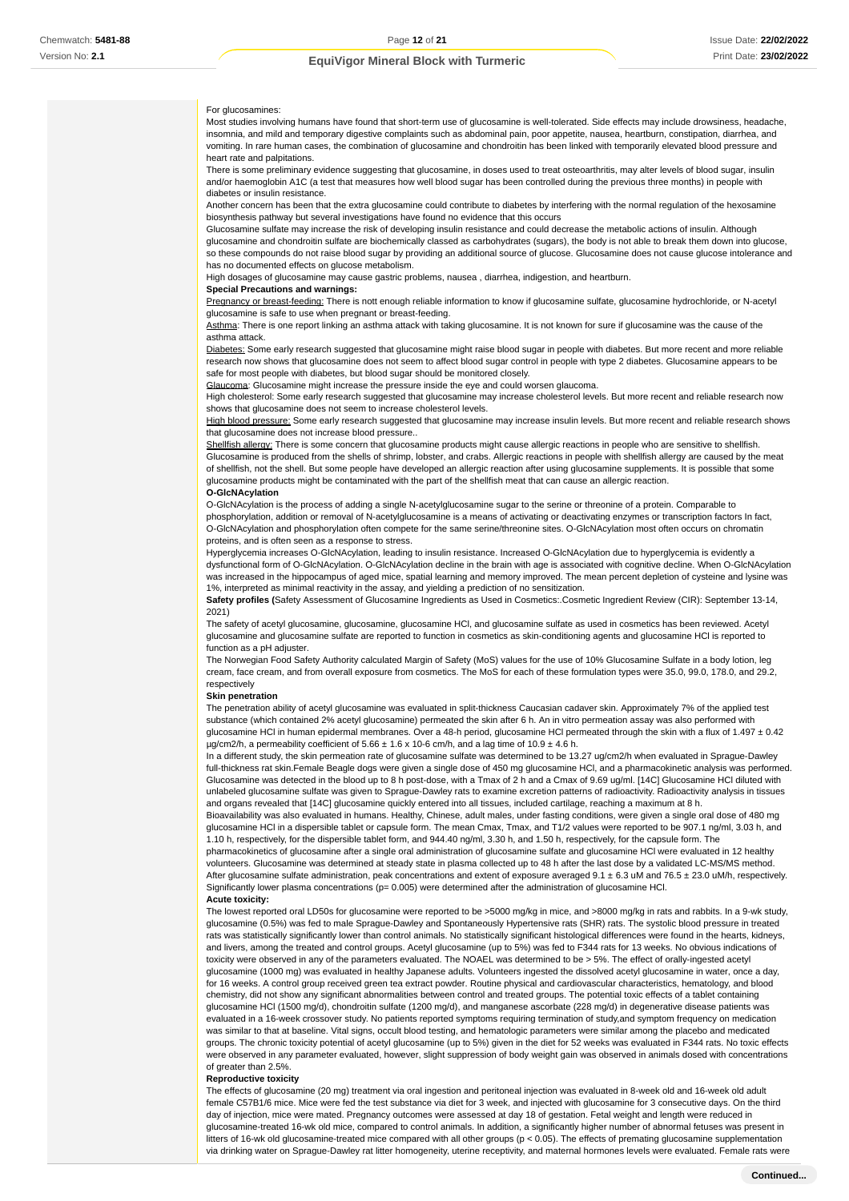For glucosamines:

Most studies involving humans have found that short-term use of glucosamine is well-tolerated. Side effects may include drowsiness, headache, insomnia, and mild and temporary digestive complaints such as abdominal pain, poor appetite, nausea, heartburn, constipation, diarrhea, and vomiting. In rare human cases, the combination of glucosamine and chondroitin has been linked with temporarily elevated blood pressure and heart rate and palpitations.

There is some preliminary evidence suggesting that glucosamine, in doses used to treat osteoarthritis, may alter levels of blood sugar, insulin and/or haemoglobin A1C (a test that measures how well blood sugar has been controlled during the previous three months) in people with diabetes or insulin resistance.

Another concern has been that the extra glucosamine could contribute to diabetes by interfering with the normal regulation of the hexosamine biosynthesis pathway but several investigations have found no evidence that this occurs

Glucosamine sulfate may increase the risk of developing insulin resistance and could decrease the metabolic actions of insulin. Although glucosamine and chondroitin sulfate are biochemically classed as carbohydrates (sugars), the body is not able to break them down into glucose, so these compounds do not raise blood sugar by providing an additional source of glucose. Glucosamine does not cause glucose intolerance and has no documented effects on glucose metabolism.

High dosages of glucosamine may cause gastric problems, nausea , diarrhea, indigestion, and heartburn.

**Special Precautions and warnings:**

Pregnancy or breast-feeding: There is nott enough reliable information to know if glucosamine sulfate, glucosamine hydrochloride, or N-acetyl glucosamine is safe to use when pregnant or breast-feeding.

Asthma: There is one report linking an asthma attack with taking glucosamine. It is not known for sure if glucosamine was the cause of the asthma attack.

Diabetes: Some early research suggested that glucosamine might raise blood sugar in people with diabetes. But more recent and more reliable research now shows that glucosamine does not seem to affect blood sugar control in people with type 2 diabetes. Glucosamine appears to be safe for most people with diabetes, but blood sugar should be monitored closely.

Glaucoma: Glucosamine might increase the pressure inside the eye and could worsen glaucoma.

High cholesterol: Some early research suggested that glucosamine may increase cholesterol levels. But more recent and reliable research now shows that glucosamine does not seem to increase cholesterol levels.

High blood pressure: Some early research suggested that glucosamine may increase insulin levels. But more recent and reliable research shows that glucosamine does not increase blood pressure..

Shellfish allergy: There is some concern that glucosamine products might cause allergic reactions in people who are sensitive to shellfish. Glucosamine is produced from the shells of shrimp, lobster, and crabs. Allergic reactions in people with shellfish allergy are caused by the meat of shellfish, not the shell. But some people have developed an allergic reaction after using glucosamine supplements. It is possible that some glucosamine products might be contaminated with the part of the shellfish meat that can cause an allergic reaction.

**O-GlcNAcylation**

O-GlcNAcylation is the process of adding a single N-acetylglucosamine sugar to the serine or threonine of a protein. Comparable to phosphorylation, addition or removal of N-acetylglucosamine is a means of activating or deactivating enzymes or transcription factors In fact, O-GlcNAcylation and phosphorylation often compete for the same serine/threonine sites. O-GlcNAcylation most often occurs on chromatin proteins, and is often seen as a response to stress.

Hyperglycemia increases O-GlcNAcylation, leading to insulin resistance. Increased O-GlcNAcylation due to hyperglycemia is evidently a dysfunctional form of O-GlcNAcylation. O-GlcNAcylation decline in the brain with age is associated with cognitive decline. When O-GlcNAcylation was increased in the hippocampus of aged mice, spatial learning and memory improved. The mean percent depletion of cysteine and lysine was 1%, interpreted as minimal reactivity in the assay, and yielding a prediction of no sensitization.

**Safety profiles (**Safety Assessment of Glucosamine Ingredients as Used in Cosmetics:.Cosmetic Ingredient Review (CIR): September 13-14, 2021)

The safety of acetyl glucosamine, glucosamine, glucosamine HCl, and glucosamine sulfate as used in cosmetics has been reviewed. Acetyl glucosamine and glucosamine sulfate are reported to function in cosmetics as skin-conditioning agents and glucosamine HCl is reported to function as a pH adjuster.

The Norwegian Food Safety Authority calculated Margin of Safety (MoS) values for the use of 10% Glucosamine Sulfate in a body lotion, leg cream, face cream, and from overall exposure from cosmetics. The MoS for each of these formulation types were 35.0, 99.0, 178.0, and 29.2, respectively

**Skin penetration**

The penetration ability of acetyl glucosamine was evaluated in split-thickness Caucasian cadaver skin. Approximately 7% of the applied test substance (which contained 2% acetyl glucosamine) permeated the skin after 6 h. An in vitro permeation assay was also performed with glucosamine HCl in human epidermal membranes. Over a 48-h period, glucosamine HCl permeated through the skin with a flux of $1.497 \pm 0.42$ µg/cm2/h, a permeability coefficient of $5.66 \pm 1.6 \times 10^{-6}$ cm/h, and a lag time of $10.9 \pm 4.6$ h.

In a different study, the skin permeation rate of glucosamine sulfate was determined to be 13.27 ug/cm2/h when evaluated in Sprague-Dawley full-thickness rat skin.Female Beagle dogs were given a single dose of 450 mg glucosamine HCl, and a pharmacokinetic analysis was performed. Glucosamine was detected in the blood up to 8 h post-dose, with a Tmax of 2 h and a Cmax of 9.69 ug/ml. [14C] Glucosamine HCl diluted with unlabeled glucosamine sulfate was given to Sprague-Dawley rats to examine excretion patterns of radioactivity. Radioactivity analysis in tissues and organs revealed that [14C] glucosamine quickly entered into all tissues, included cartilage, reaching a maximum at 8 h.

Bioavailability was also evaluated in humans. Healthy, Chinese, adult males, under fasting conditions, were given a single oral dose of 480 mg glucosamine HCl in a dispersible tablet or capsule form. The mean Cmax, Tmax, and T1/2 values were reported to be 907.1 ng/ml, 3.03 h, and 1.10 h, respectively, for the dispersible tablet form, and 944.40 ng/ml, 3.30 h, and 1.50 h, respectively, for the capsule form. The pharmacokinetics of glucosamine after a single oral administration of glucosamine sulfate and glucosamine HCl were evaluated in 12 healthy volunteers. Glucosamine was determined at steady state in plasma collected up to 48 h after the last dose by a validated LC-MS/MS method. After glucosamine sulfate administration, peak concentrations and extent of exposure averaged $9.1 \pm 6.3$ uM and $76.5 \pm 23.0$ uM/h, respectively. Significantly lower plasma concentrations ($p= 0.005$) were determined after the administration of glucosamine HCl.

**Acute toxicity:**

The lowest reported oral LD50s for glucosamine were reported to be >5000 mg/kg in mice, and >8000 mg/kg in rats and rabbits. In a 9-wk study, glucosamine (0.5%) was fed to male Sprague-Dawley and Spontaneously Hypertensive rats (SHR) rats. The systolic blood pressure in treated rats was statistically significantly lower than control animals. No statistically significant histological differences were found in the hearts, kidneys, and livers, among the treated and control groups. Acetyl glucosamine (up to 5%) was fed to F344 rats for 13 weeks. No obvious indications of toxicity were observed in any of the parameters evaluated. The NOAEL was determined to be > 5%. The effect of orally-ingested acetyl glucosamine (1000 mg) was evaluated in healthy Japanese adults. Volunteers ingested the dissolved acetyl glucosamine in water, once a day, for 16 weeks. A control group received green tea extract powder. Routine physical and cardiovascular characteristics, hematology, and blood chemistry, did not show any significant abnormalities between control and treated groups. The potential toxic effects of a tablet containing glucosamine HCl (1500 mg/d), chondroitin sulfate (1200 mg/d), and manganese ascorbate (228 mg/d) in degenerative disease patients was evaluated in a 16-week crossover study. No patients reported symptoms requiring termination of study,and symptom frequency on medication was similar to that at baseline. Vital signs, occult blood testing, and hematologic parameters were similar among the placebo and medicated groups. The chronic toxicity potential of acetyl glucosamine (up to 5%) given in the diet for 52 weeks was evaluated in F344 rats. No toxic effects were observed in any parameter evaluated, however, slight suppression of body weight gain was observed in animals dosed with concentrations of greater than 2.5%.

**Reproductive toxicity**

The effects of glucosamine (20 mg) treatment via oral ingestion and peritoneal injection was evaluated in 8-week old and 16-week old adult female C57B1/6 mice. Mice were fed the test substance via diet for 3 week, and injected with glucosamine for 3 consecutive days. On the third day of injection, mice were mated. Pregnancy outcomes were assessed at day 18 of gestation. Fetal weight and length were reduced in glucosamine-treated 16-wk old mice, compared to control animals. In addition, a significantly higher number of abnormal fetuses was present in litters of 16-wk old glucosamine-treated mice compared with all other groups ($p < 0.05$). The effects of premating glucosamine supplementation via drinking water on Sprague-Dawley rat litter homogeneity, uterine receptivity, and maternal hormones levels were evaluated. Female rats were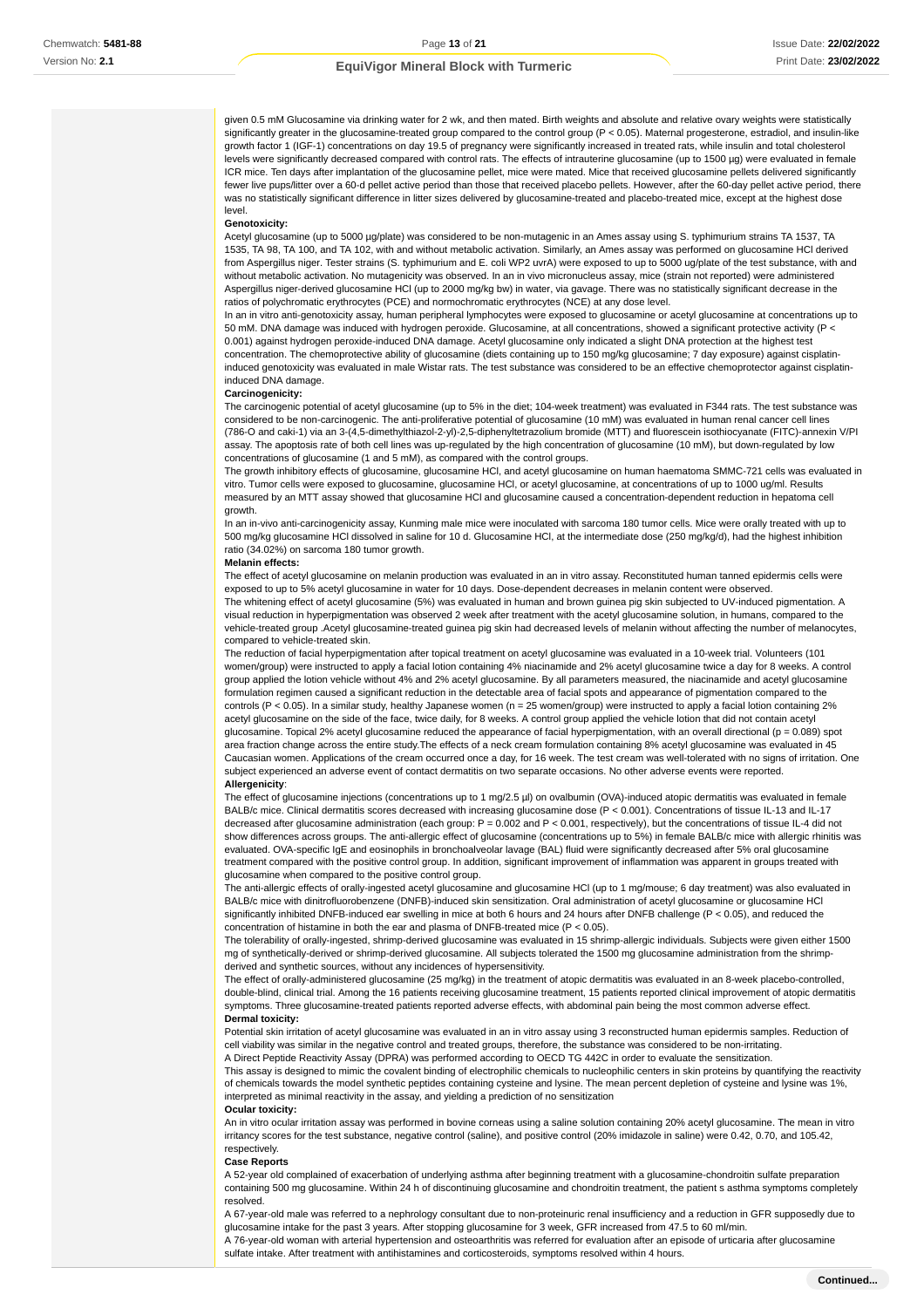given 0.5 mM Glucosamine via drinking water for 2 wk, and then mated. Birth weights and absolute and relative ovary weights were statistically significantly greater in the glucosamine-treated group compared to the control group ($P < 0.05$). Maternal progesterone, estradiol, and insulin-like growth factor 1 (IGF-1) concentrations on day 19.5 of pregnancy were significantly increased in treated rats, while insulin and total cholesterol levels were significantly decreased compared with control rats. The effects of intrauterine glucosamine (up to 1500 µg) were evaluated in female ICR mice. Ten days after implantation of the glucosamine pellet, mice were mated. Mice that received glucosamine pellets delivered significantly fewer live pups/litter over a 60-d pellet active period than those that received placebo pellets. However, after the 60-day pellet active period, there was no statistically significant difference in litter sizes delivered by glucosamine-treated and placebo-treated mice, except at the highest dose level.

**Genotoxicity:**

Acetyl glucosamine (up to 5000 µg/plate) was considered to be non-mutagenic in an Ames assay using S. typhimurium strains TA 1537, TA 1535, TA 98, TA 100, and TA 102, with and without metabolic activation. Similarly, an Ames assay was performed on glucosamine HCl derived from Aspergillus niger. Tester strains (S. typhimurium and E. coli WP2 uvrA) were exposed to up to 5000 ug/plate of the test substance, with and without metabolic activation. No mutagenicity was observed. In an in vivo micronucleus assay, mice (strain not reported) were administered Aspergillus niger-derived glucosamine HCl (up to 2000 mg/kg bw) in water, via gavage. There was no statistically significant decrease in the ratios of polychromatic erythrocytes (PCE) and normochromatic erythrocytes (NCE) at any dose level.

In an in vitro anti-genotoxicity assay, human peripheral lymphocytes were exposed to glucosamine or acetyl glucosamine at concentrations up to 50 mM. DNA damage was induced with hydrogen peroxide. Glucosamine, at all concentrations, showed a significant protective activity ($P < 0.001$) against hydrogen peroxide-induced DNA damage. Acetyl glucosamine only indicated a slight DNA protection at the highest test concentration. The chemoprotective ability of glucosamine (diets containing up to 150 mg/kg glucosamine; 7 day exposure) against cisplatin-induced genotoxicity was evaluated in male Wistar rats. The test substance was considered to be an effective chemoprotector against cisplatin-induced DNA damage.

**Carcinogenicity:**

The carcinogenic potential of acetyl glucosamine (up to 5% in the diet; 104-week treatment) was evaluated in F344 rats. The test substance was considered to be non-carcinogenic. The anti-proliferative potential of glucosamine (10 mM) was evaluated in human renal cancer cell lines (786-O and caki-1) via an 3-(4,5-dimethylthiazol-2-yl)-2,5-diphenyltetrazolium bromide (MTT) and fluorescein isothiocyanate (FITC)-annexin V/PI assay. The apoptosis rate of both cell lines was up-regulated by the high concentration of glucosamine (10 mM), but down-regulated by low concentrations of glucosamine (1 and 5 mM), as compared with the control groups.

The growth inhibitory effects of glucosamine, glucosamine HCl, and acetyl glucosamine on human haematoma SMMC-721 cells was evaluated in vitro. Tumor cells were exposed to glucosamine, glucosamine HCl, or acetyl glucosamine, at concentrations of up to 1000 ug/ml. Results measured by an MTT assay showed that glucosamine HCl and glucosamine caused a concentration-dependent reduction in hepatoma cell growth.

In an in-vivo anti-carcinogenicity assay, Kunming male mice were inoculated with sarcoma 180 tumor cells. Mice were orally treated with up to 500 mg/kg glucosamine HCl dissolved in saline for 10 d. Glucosamine HCl, at the intermediate dose (250 mg/kg/d), had the highest inhibition ratio (34.02%) on sarcoma 180 tumor growth.

**Melanin effects:**

The effect of acetyl glucosamine on melanin production was evaluated in an in vitro assay. Reconstituted human tanned epidermis cells were exposed to up to 5% acetyl glucosamine in water for 10 days. Dose-dependent decreases in melanin content were observed.

The whitening effect of acetyl glucosamine (5%) was evaluated in human and brown guinea pig skin subjected to UV-induced pigmentation. A visual reduction in hyperpigmentation was observed 2 week after treatment with the acetyl glucosamine solution, in humans, compared to the vehicle-treated group .Acetyl glucosamine-treated guinea pig skin had decreased levels of melanin without affecting the number of melanocytes, compared to vehicle-treated skin.

The reduction of facial hyperpigmentation after topical treatment on acetyl glucosamine was evaluated in a 10-week trial. Volunteers (101 women/group) were instructed to apply a facial lotion containing 4% niacinamide and 2% acetyl glucosamine twice a day for 8 weeks. A control group applied the lotion vehicle without 4% and 2% acetyl glucosamine. By all parameters measured, the niacinamide and acetyl glucosamine formulation regimen caused a significant reduction in the detectable area of facial spots and appearance of pigmentation compared to the controls ($P < 0.05$). In a similar study, healthy Japanese women ($n = 25$ women/group) were instructed to apply a facial lotion containing 2% acetyl glucosamine on the side of the face, twice daily, for 8 weeks. A control group applied the vehicle lotion that did not contain acetyl glucosamine. Topical 2% acetyl glucosamine reduced the appearance of facial hyperpigmentation, with an overall directional ($p = 0.089$) spot area fraction change across the entire study.The effects of a neck cream formulation containing 8% acetyl glucosamine was evaluated in 45 Caucasian women. Applications of the cream occurred once a day, for 16 week. The test cream was well-tolerated with no signs of irritation. One subject experienced an adverse event of contact dermatitis on two separate occasions. No other adverse events were reported.

**Allergenicity**:

The effect of glucosamine injections (concentrations up to 1 mg/2.5 µl) on ovalbumin (OVA)-induced atopic dermatitis was evaluated in female BALB/c mice. Clinical dermatitis scores decreased with increasing glucosamine dose ($P < 0.001$). Concentrations of tissue IL-13 and IL-17 decreased after glucosamine administration (each group: $P = 0.002$ and $P < 0.001$, respectively), but the concentrations of tissue IL-4 did not show differences across groups. The anti-allergic effect of glucosamine (concentrations up to 5%) in female BALB/c mice with allergic rhinitis was evaluated. OVA-specific IgE and eosinophils in bronchoalveolar lavage (BAL) fluid were significantly decreased after 5% oral glucosamine treatment compared with the positive control group. In addition, significant improvement of inflammation was apparent in groups treated with glucosamine when compared to the positive control group.

The anti-allergic effects of orally-ingested acetyl glucosamine and glucosamine HCl (up to 1 mg/mouse; 6 day treatment) was also evaluated in BALB/c mice with dinitrofluorobenzene (DNFB)-induced skin sensitization. Oral administration of acetyl glucosamine or glucosamine HCl significantly inhibited DNFB-induced ear swelling in mice at both 6 hours and 24 hours after DNFB challenge ($P < 0.05$), and reduced the concentration of histamine in both the ear and plasma of DNFB-treated mice ($P < 0.05$).

The tolerability of orally-ingested, shrimp-derived glucosamine was evaluated in 15 shrimp-allergic individuals. Subjects were given either 1500 mg of synthetically-derived or shrimp-derived glucosamine. All subjects tolerated the 1500 mg glucosamine administration from the shrimp-derived and synthetic sources, without any incidences of hypersensitivity.

The effect of orally-administered glucosamine (25 mg/kg) in the treatment of atopic dermatitis was evaluated in an 8-week placebo-controlled, double-blind, clinical trial. Among the 16 patients receiving glucosamine treatment, 15 patients reported clinical improvement of atopic dermatitis symptoms. Three glucosamine-treated patients reported adverse effects, with abdominal pain being the most common adverse effect.

**Dermal toxicity:**

Potential skin irritation of acetyl glucosamine was evaluated in an in vitro assay using 3 reconstructed human epidermis samples. Reduction of cell viability was similar in the negative control and treated groups, therefore, the substance was considered to be non-irritating.

A Direct Peptide Reactivity Assay (DPRA) was performed according to OECD TG 442C in order to evaluate the sensitization.

This assay is designed to mimic the covalent binding of electrophilic chemicals to nucleophilic centers in skin proteins by quantifying the reactivity of chemicals towards the model synthetic peptides containing cysteine and lysine. The mean percent depletion of cysteine and lysine was 1%, interpreted as minimal reactivity in the assay, and yielding a prediction of no sensitization

**Ocular toxicity:**

An in vitro ocular irritation assay was performed in bovine corneas using a saline solution containing 20% acetyl glucosamine. The mean in vitro irritancy scores for the test substance, negative control (saline), and positive control (20% imidazole in saline) were 0.42, 0.70, and 105.42, respectively.

**Case Reports**

A 52-year old complained of exacerbation of underlying asthma after beginning treatment with a glucosamine-chondroitin sulfate preparation containing 500 mg glucosamine. Within 24 h of discontinuing glucosamine and chondroitin treatment, the patient s asthma symptoms completely resolved.

A 67-year-old male was referred to a nephrology consultant due to non-proteinuric renal insufficiency and a reduction in GFR supposedly due to glucosamine intake for the past 3 years. After stopping glucosamine for 3 week, GFR increased from 47.5 to 60 ml/min.

A 76-year-old woman with arterial hypertension and osteoarthritis was referred for evaluation after an episode of urticaria after glucosamine sulfate intake. After treatment with antihistamines and corticosteroids, symptoms resolved within 4 hours.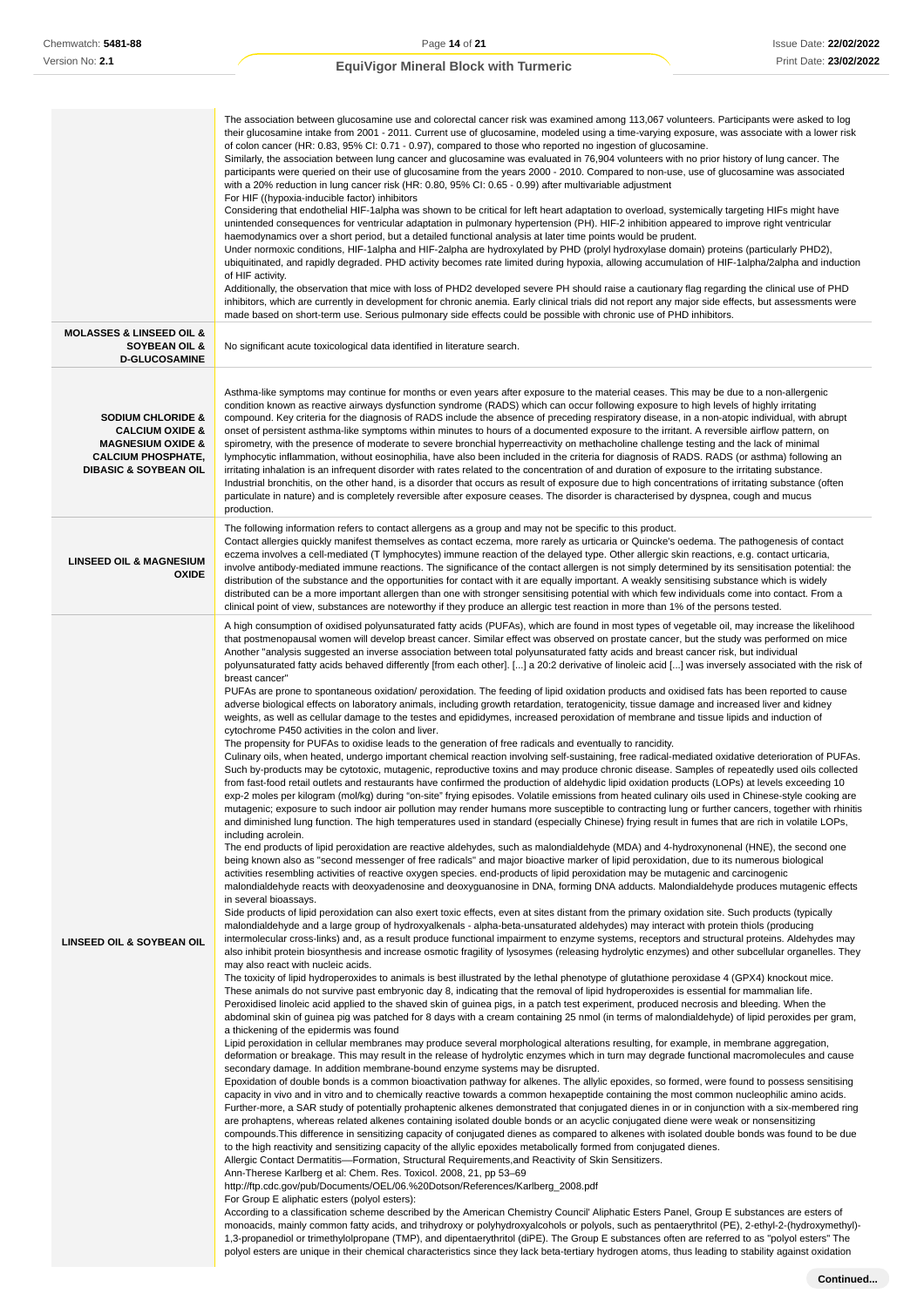| | |
|---|---|
| | The association between glucosamine use and colorectal cancer risk was examined among 113,067 volunteers. Participants were asked to log their glucosamine intake from 2001 - 2011. Current use of glucosamine, modeled using a time-varying exposure, was associate with a lower risk of colon cancer (HR: 0.83, 95% CI: 0.71 - 0.97), compared to those who reported no ingestion of glucosamine.<br>Similarly, the association between lung cancer and glucosamine was evaluated in 76,904 volunteers with no prior history of lung cancer. The participants were queried on their use of glucosamine from the years 2000 - 2010. Compared to non-use, use of glucosamine was associated with a 20% reduction in lung cancer risk (HR: 0.80, 95% CI: 0.65 - 0.99) after multivariable adjustment<br>For HIF ((hypoxia-inducible factor) inhibitors<br>Considering that endothelial HIF-1alpha was shown to be critical for left heart adaptation to overload, systemically targeting HIFs might have unintended consequences for ventricular adaptation in pulmonary hypertension (PH). HIF-2 inhibition appeared to improve right ventricular haemodynamics over a short period, but a detailed functional analysis at later time points would be prudent.<br>Under normoxic conditions, HIF-1alpha and HIF-2alpha are hydroxylated by PHD (prolyl hydroxylase domain) proteins (particularly PHD2), ubiquitinated, and rapidly degraded. PHD activity becomes rate limited during hypoxia, allowing accumulation of HIF-1alpha/2alpha and induction of HIF activity.<br>Additionally, the observation that mice with loss of PHD2 developed severe PH should raise a cautionary flag regarding the clinical use of PHD inhibitors, which are currently in development for chronic anemia. Early clinical trials did not report any major side effects, but assessments were made based on short-term use. Serious pulmonary side effects could be possible with chronic use of PHD inhibitors. |
| **MOLASSES & LINSEED OIL & SOYBEAN OIL & D-GLUCOSAMINE** | No significant acute toxicological data identified in literature search. |
| **SODIUM CHLORIDE & CALCIUM OXIDE & MAGNESIUM OXIDE & CALCIUM PHOSPHATE, DIBASIC & SOYBEAN OIL** | Asthma-like symptoms may continue for months or even years after exposure to the material ceases. This may be due to a non-allergenic condition known as reactive airways dysfunction syndrome (RADS) which can occur following exposure to high levels of highly irritating compound. Key criteria for the diagnosis of RADS include the absence of preceding respiratory disease, in a non-atopic individual, with abrupt onset of persistent asthma-like symptoms within minutes to hours of a documented exposure to the irritant. A reversible airflow pattern, on spirometry, with the presence of moderate to severe bronchial hyperreactivity on methacholine challenge testing and the lack of minimal lymphocytic inflammation, without eosinophilia, have also been included in the criteria for diagnosis of RADS. RADS (or asthma) following an irritating inhalation is an infrequent disorder with rates related to the concentration of and duration of exposure to the irritating substance. Industrial bronchitis, on the other hand, is a disorder that occurs as result of exposure due to high concentrations of irritating substance (often particulate in nature) and is completely reversible after exposure ceases. The disorder is characterised by dyspnea, cough and mucus production. |
| **LINSEED OIL & MAGNESIUM OXIDE** | The following information refers to contact allergens as a group and may not be specific to this product.<br>Contact allergies quickly manifest themselves as contact eczema, more rarely as urticaria or Quincke's oedema. The pathogenesis of contact eczema involves a cell-mediated (T lymphocytes) immune reaction of the delayed type. Other allergic skin reactions, e.g. contact urticaria, involve antibody-mediated immune reactions. The significance of the contact allergen is not simply determined by its sensitisation potential: the distribution of the substance and the opportunities for contact with it are equally important. A weakly sensitising substance which is widely distributed can be a more important allergen than one with stronger sensitising potential with which few individuals come into contact. From a clinical point of view, substances are noteworthy if they produce an allergic test reaction in more than 1% of the persons tested. |
| **LINSEED OIL & SOYBEAN OIL** | A high consumption of oxidised polyunsaturated fatty acids (PUFAs), which are found in most types of vegetable oil, may increase the likelihood that postmenopausal women will develop breast cancer. Similar effect was observed on prostate cancer, but the study was performed on mice<br>Another "analysis suggested an inverse association between total polyunsaturated fatty acids and breast cancer risk, but individual polyunsaturated fatty acids behaved differently [from each other]. [...] a 20:2 derivative of linoleic acid [...] was inversely associated with the risk of breast cancer"<br>PUFAs are prone to spontaneous oxidation/ peroxidation. The feeding of lipid oxidation products and oxidised fats has been reported to cause adverse biological effects on laboratory animals, including growth retardation, teratogenicity, tissue damage and increased liver and kidney weights, as well as cellular damage to the testes and epididymes, increased peroxidation of membrane and tissue lipids and induction of cytochrome P450 activities in the colon and liver.<br>The propensity for PUFAs to oxidise leads to the generation of free radicals and eventually to rancidity.<br>Culinary oils, when heated, undergo important chemical reaction involving self-sustaining, free radical-mediated oxidative deterioration of PUFAs. Such by-products may be cytotoxic, mutagenic, reproductive toxins and may produce chronic disease. Samples of repeatedly used oils collected from fast-food retail outlets and restaurants have confirmed the production of aldehydic lipid oxidation products (LOPs) at levels exceeding 10 exp-2 moles per kilogram (mol/kg) during "on-site" frying episodes. Volatile emissions from heated culinary oils used in Chinese-style cooking are mutagenic; exposure to such indoor air pollution may render humans more susceptible to contracting lung or further cancers, together with rhinitis and diminished lung function. The high temperatures used in standard (especially Chinese) frying result in fumes that are rich in volatile LOPs, including acrolein.<br>The end products of lipid peroxidation are reactive aldehydes, such as malondialdehyde (MDA) and 4-hydroxynonenal (HNE), the second one being known also as "second messenger of free radicals" and major bioactive marker of lipid peroxidation, due to its numerous biological activities resembling activities of reactive oxygen species. end-products of lipid peroxidation may be mutagenic and carcinogenic malondialdehyde reacts with deoxyadenosine and deoxyguanosine in DNA, forming DNA adducts. Malondialdehyde produces mutagenic effects in several bioassays.<br>Side products of lipid peroxidation can also exert toxic effects, even at sites distant from the primary oxidation site. Such products (typically malondialdehyde and a large group of hydroxyalkenals - alpha-beta-unsaturated aldehydes) may interact with protein thiols (producing intermolecular cross-links) and, as a result produce functional impairment to enzyme systems, receptors and structural proteins. Aldehydes may also inhibit protein biosynthesis and increase osmotic fragility of lysosymes (releasing hydrolytic enzymes) and other subcellular organelles. They may also react with nucleic acids.<br>The toxicity of lipid hydroperoxides to animals is best illustrated by the lethal phenotype of glutathione peroxidase 4 (GPX4) knockout mice. These animals do not survive past embryonic day 8, indicating that the removal of lipid hydroperoxides is essential for mammalian life.<br>Peroxidised linoleic acid applied to the shaved skin of guinea pigs, in a patch test experiment, produced necrosis and bleeding. When the abdominal skin of guinea pig was patched for 8 days with a cream containing 25 nmol (in terms of malondialdehyde) of lipid peroxides per gram, a thickening of the epidermis was found<br>Lipid peroxidation in cellular membranes may produce several morphological alterations resulting, for example, in membrane aggregation, deformation or breakage. This may result in the release of hydrolytic enzymes which in turn may degrade functional macromolecules and cause secondary damage. In addition membrane-bound enzyme systems may be disrupted.<br>Epoxidation of double bonds is a common bioactivation pathway for alkenes. The allylic epoxides, so formed, were found to possess sensitising capacity in vivo and in vitro and to chemically reactive towards a common hexapeptide containing the most common nucleophilic amino acids. Further-more, a SAR study of potentially prohaptenic alkenes demonstrated that conjugated dienes in or in conjunction with a six-membered ring are prohaptens, whereas related alkenes containing isolated double bonds or an acyclic conjugated diene were weak or nonsensitizing compounds.This difference in sensitizing capacity of conjugated dienes as compared to alkenes with isolated double bonds was found to be due to the high reactivity and sensitizing capacity of the allylic epoxides metabolically formed from conjugated dienes.<br>Allergic Contact Dermatitis—Formation, Structural Requirements,and Reactivity of Skin Sensitizers.<br>Ann-Therese Karlberg et al: Chem. Res. Toxicol. 2008, 21, pp 53–69<br>http://ftp.cdc.gov/pub/Documents/OEL/06.%20Dotson/References/Karlberg_2008.pdf<br>For Group E aliphatic esters (polyol esters):<br>According to a classification scheme described by the American Chemistry Council' Aliphatic Esters Panel, Group E substances are esters of monoacids, mainly common fatty acids, and trihydroxy or polyhydroxyalcohols or polyols, such as pentaerythritol (PE), 2-ethyl-2-(hydroxymethyl)-1,3-propanediol or trimethylolpropane (TMP), and dipentaerythritol (diPE). The Group E substances often are referred to as "polyol esters" The polyol esters are unique in their chemical characteristics since they lack beta-tertiary hydrogen atoms, thus leading to stability against oxidation |

**Continued...**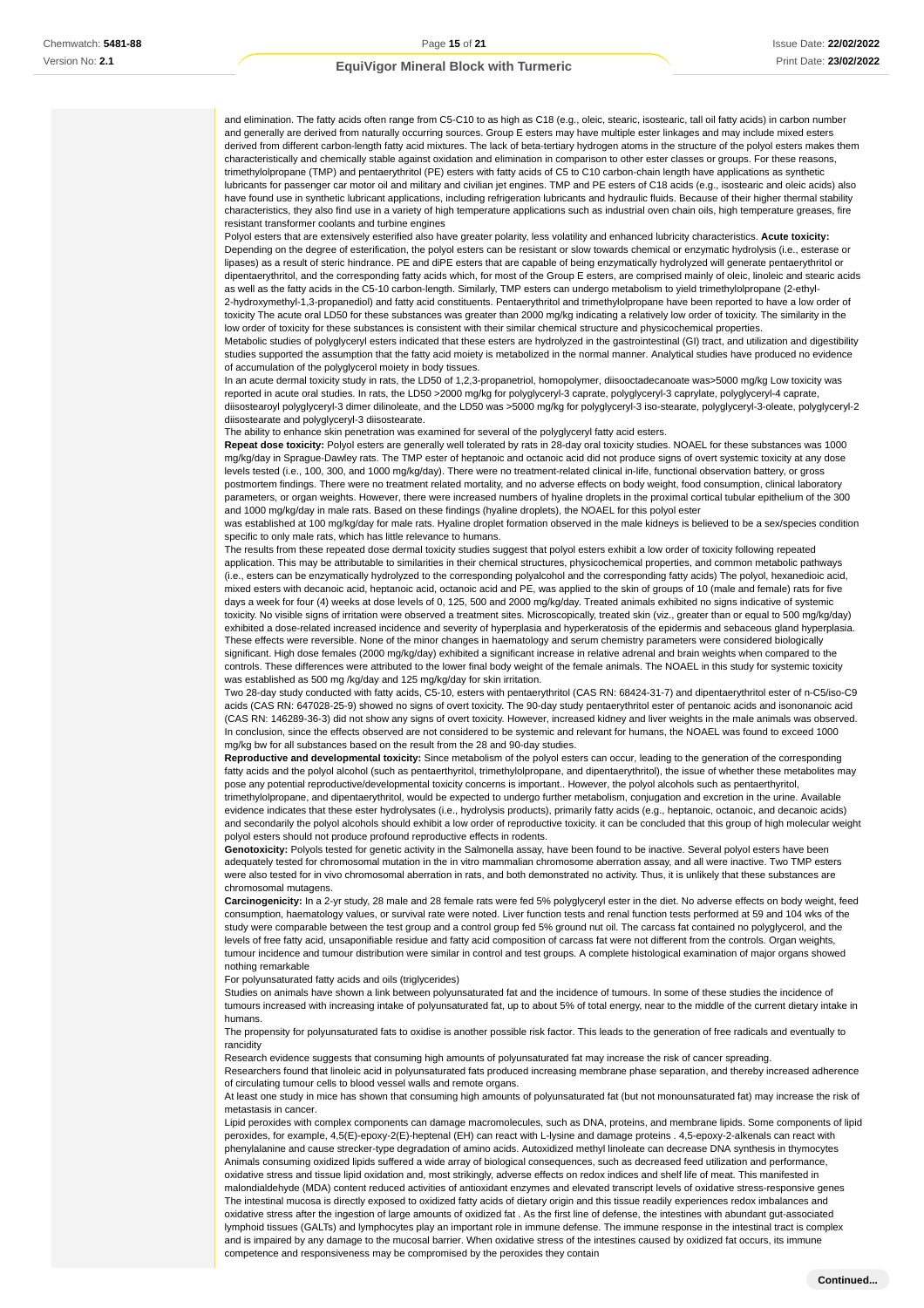and elimination. The fatty acids often range from C5-C10 to as high as C18 (e.g., oleic, stearic, isostearic, tall oil fatty acids) in carbon number and generally are derived from naturally occurring sources. Group E esters may have multiple ester linkages and may include mixed esters derived from different carbon-length fatty acid mixtures. The lack of beta-tertiary hydrogen atoms in the structure of the polyol esters makes them characteristically and chemically stable against oxidation and elimination in comparison to other ester classes or groups. For these reasons, trimethylolpropane (TMP) and pentaerythritol (PE) esters with fatty acids of C5 to C10 carbon-chain length have applications as synthetic lubricants for passenger car motor oil and military and civilian jet engines. TMP and PE esters of C18 acids (e.g., isostearic and oleic acids) also have found use in synthetic lubricant applications, including refrigeration lubricants and hydraulic fluids. Because of their higher thermal stability characteristics, they also find use in a variety of high temperature applications such as industrial oven chain oils, high temperature greases, fire resistant transformer coolants and turbine engines

Polyol esters that are extensively esterified also have greater polarity, less volatility and enhanced lubricity characteristics. **Acute toxicity:** Depending on the degree of esterification, the polyol esters can be resistant or slow towards chemical or enzymatic hydrolysis (i.e., esterase or lipases) as a result of steric hindrance. PE and diPE esters that are capable of being enzymatically hydrolyzed will generate pentaerythritol or dipentaerythritol, and the corresponding fatty acids which, for most of the Group E esters, are comprised mainly of oleic, linoleic and stearic acids as well as the fatty acids in the C5-10 carbon-length. Similarly, TMP esters can undergo metabolism to yield trimethylolpropane (2-ethyl-2-hydroxymethyl-1,3-propanediol) and fatty acid constituents. Pentaerythritol and trimethylolpropane have been reported to have a low order of toxicity The acute oral LD50 for these substances was greater than 2000 mg/kg indicating a relatively low order of toxicity. The similarity in the low order of toxicity for these substances is consistent with their similar chemical structure and physicochemical properties.

Metabolic studies of polyglyceryl esters indicated that these esters are hydrolyzed in the gastrointestinal (GI) tract, and utilization and digestibility studies supported the assumption that the fatty acid moiety is metabolized in the normal manner. Analytical studies have produced no evidence of accumulation of the polyglycerol moiety in body tissues.

In an acute dermal toxicity study in rats, the LD50 of 1,2,3-propanetriol, homopolymer, diisooctadecanoate was>5000 mg/kg Low toxicity was reported in acute oral studies. In rats, the LD50 >2000 mg/kg for polyglyceryl-3 caprate, polyglyceryl-3 caprylate, polyglyceryl-4 caprate, diisostearoyl polyglyceryl-3 dimer dilinoleate, and the LD50 was >5000 mg/kg for polyglyceryl-3 iso-stearate, polyglyceryl-3-oleate, polyglyceryl-2 diisostearate and polyglyceryl-3 diisostearate.

The ability to enhance skin penetration was examined for several of the polyglyceryl fatty acid esters.

**Repeat dose toxicity:** Polyol esters are generally well tolerated by rats in 28-day oral toxicity studies. NOAEL for these substances was 1000 mg/kg/day in Sprague-Dawley rats. The TMP ester of heptanoic and octanoic acid did not produce signs of overt systemic toxicity at any dose levels tested (i.e., 100, 300, and 1000 mg/kg/day). There were no treatment-related clinical in-life, functional observation battery, or gross postmortem findings. There were no treatment related mortality, and no adverse effects on body weight, food consumption, clinical laboratory parameters, or organ weights. However, there were increased numbers of hyaline droplets in the proximal cortical tubular epithelium of the 300 and 1000 mg/kg/day in male rats. Based on these findings (hyaline droplets), the NOAEL for this polyol ester was established at 100 mg/kg/day for male rats. Hyaline droplet formation observed in the male kidneys is believed to be a sex/species condition specific to only male rats, which has little relevance to humans.

The results from these repeated dose dermal toxicity studies suggest that polyol esters exhibit a low order of toxicity following repeated application. This may be attributable to similarities in their chemical structures, physicochemical properties, and common metabolic pathways (i.e., esters can be enzymatically hydrolyzed to the corresponding polyalcohol and the corresponding fatty acids) The polyol, hexanedioic acid, mixed esters with decanoic acid, heptanoic acid, octanoic acid and PE, was applied to the skin of groups of 10 (male and female) rats for five days a week for four (4) weeks at dose levels of 0, 125, 500 and 2000 mg/kg/day. Treated animals exhibited no signs indicative of systemic toxicity. No visible signs of irritation were observed a treatment sites. Microscopically, treated skin (viz., greater than or equal to 500 mg/kg/day) exhibited a dose-related increased incidence and severity of hyperplasia and hyperkeratosis of the epidermis and sebaceous gland hyperplasia. These effects were reversible. None of the minor changes in haematology and serum chemistry parameters were considered biologically significant. High dose females (2000 mg/kg/day) exhibited a significant increase in relative adrenal and brain weights when compared to the controls. These differences were attributed to the lower final body weight of the female animals. The NOAEL in this study for systemic toxicity was established as 500 mg /kg/day and 125 mg/kg/day for skin irritation.

Two 28-day study conducted with fatty acids, C5-10, esters with pentaerythritol (CAS RN: 68424-31-7) and dipentaerythritol ester of n-C5/iso-C9 acids (CAS RN: 647028-25-9) showed no signs of overt toxicity. The 90-day study pentaerythritol ester of pentanoic acids and isononanoic acid (CAS RN: 146289-36-3) did not show any signs of overt toxicity. However, increased kidney and liver weights in the male animals was observed. In conclusion, since the effects observed are not considered to be systemic and relevant for humans, the NOAEL was found to exceed 1000 mg/kg bw for all substances based on the result from the 28 and 90-day studies.

**Reproductive and developmental toxicity:** Since metabolism of the polyol esters can occur, leading to the generation of the corresponding fatty acids and the polyol alcohol (such as pentaerthyritol, trimethylolpropane, and dipentaerythritol), the issue of whether these metabolites may pose any potential reproductive/developmental toxicity concerns is important.. However, the polyol alcohols such as pentaerthyritol, trimethylolpropane, and dipentaerythritol, would be expected to undergo further metabolism, conjugation and excretion in the urine. Available evidence indicates that these ester hydrolysates (i.e., hydrolysis products), primarily fatty acids (e.g., heptanoic, octanoic, and decanoic acids) and secondarily the polyol alcohols should exhibit a low order of reproductive toxicity. it can be concluded that this group of high molecular weight polyol esters should not produce profound reproductive effects in rodents.

**Genotoxicity:** Polyols tested for genetic activity in the Salmonella assay, have been found to be inactive. Several polyol esters have been adequately tested for chromosomal mutation in the in vitro mammalian chromosome aberration assay, and all were inactive. Two TMP esters were also tested for in vivo chromosomal aberration in rats, and both demonstrated no activity. Thus, it is unlikely that these substances are chromosomal mutagens.

**Carcinogenicity:** In a 2-yr study, 28 male and 28 female rats were fed 5% polyglyceryl ester in the diet. No adverse effects on body weight, feed consumption, haematology values, or survival rate were noted. Liver function tests and renal function tests performed at 59 and 104 wks of the study were comparable between the test group and a control group fed 5% ground nut oil. The carcass fat contained no polyglycerol, and the levels of free fatty acid, unsaponifiable residue and fatty acid composition of carcass fat were not different from the controls. Organ weights, tumour incidence and tumour distribution were similar in control and test groups. A complete histological examination of major organs showed nothing remarkable

For polyunsaturated fatty acids and oils (triglycerides)

Studies on animals have shown a link between polyunsaturated fat and the incidence of tumours. In some of these studies the incidence of tumours increased with increasing intake of polyunsaturated fat, up to about 5% of total energy, near to the middle of the current dietary intake in humans.

The propensity for polyunsaturated fats to oxidise is another possible risk factor. This leads to the generation of free radicals and eventually to rancidity

Research evidence suggests that consuming high amounts of polyunsaturated fat may increase the risk of cancer spreading.

Researchers found that linoleic acid in polyunsaturated fats produced increasing membrane phase separation, and thereby increased adherence of circulating tumour cells to blood vessel walls and remote organs.

At least one study in mice has shown that consuming high amounts of polyunsaturated fat (but not monounsaturated fat) may increase the risk of metastasis in cancer.

Lipid peroxides with complex components can damage macromolecules, such as DNA, proteins, and membrane lipids. Some components of lipid peroxides, for example, 4,5(E)-epoxy-2(E)-heptenal (EH) can react with L-lysine and damage proteins . 4,5-epoxy-2-alkenals can react with phenylalanine and cause strecker-type degradation of amino acids. Autoxidized methyl linoleate can decrease DNA synthesis in thymocytes Animals consuming oxidized lipids suffered a wide array of biological consequences, such as decreased feed utilization and performance, oxidative stress and tissue lipid oxidation and, most strikingly, adverse effects on redox indices and shelf life of meat. This manifested in malondialdehyde (MDA) content reduced activities of antioxidant enzymes and elevated transcript levels of oxidative stress-responsive genes The intestinal mucosa is directly exposed to oxidized fatty acids of dietary origin and this tissue readily experiences redox imbalances and oxidative stress after the ingestion of large amounts of oxidized fat . As the first line of defense, the intestines with abundant gut-associated lymphoid tissues (GALTs) and lymphocytes play an important role in immune defense. The immune response in the intestinal tract is complex and is impaired by any damage to the mucosal barrier. When oxidative stress of the intestines caused by oxidized fat occurs, its immune competence and responsiveness may be compromised by the peroxides they contain

**Continued...**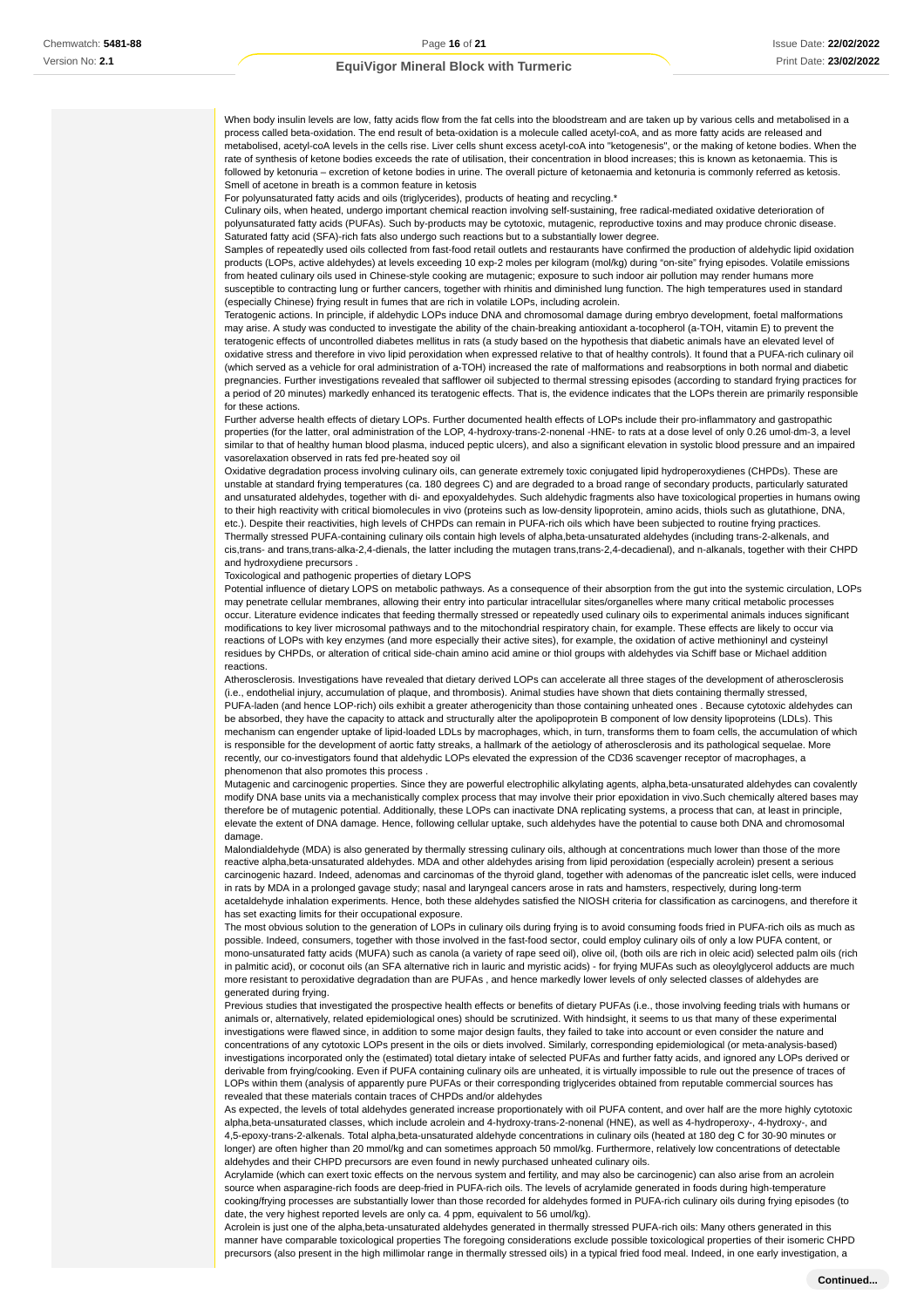When body insulin levels are low, fatty acids flow from the fat cells into the bloodstream and are taken up by various cells and metabolised in a process called beta-oxidation. The end result of beta-oxidation is a molecule called acetyl-coA, and as more fatty acids are released and metabolised, acetyl-coA levels in the cells rise. Liver cells shunt excess acetyl-coA into "ketogenesis", or the making of ketone bodies. When the rate of synthesis of ketone bodies exceeds the rate of utilisation, their concentration in blood increases; this is known as ketonaemia. This is followed by ketonuria – excretion of ketone bodies in urine. The overall picture of ketonaemia and ketonuria is commonly referred as ketosis. Smell of acetone in breath is a common feature in ketosis

For polyunsaturated fatty acids and oils (triglycerides), products of heating and recycling.*

Culinary oils, when heated, undergo important chemical reaction involving self-sustaining, free radical-mediated oxidative deterioration of polyunsaturated fatty acids (PUFAs). Such by-products may be cytotoxic, mutagenic, reproductive toxins and may produce chronic disease. Saturated fatty acid (SFA)-rich fats also undergo such reactions but to a substantially lower degree.

Samples of repeatedly used oils collected from fast-food retail outlets and restaurants have confirmed the production of aldehydic lipid oxidation products (LOPs, active aldehydes) at levels exceeding 10 exp-2 moles per kilogram (mol/kg) during "on-site" frying episodes. Volatile emissions from heated culinary oils used in Chinese-style cooking are mutagenic; exposure to such indoor air pollution may render humans more susceptible to contracting lung or further cancers, together with rhinitis and diminished lung function. The high temperatures used in standard (especially Chinese) frying result in fumes that are rich in volatile LOPs, including acrolein.

Teratogenic actions. In principle, if aldehydic LOPs induce DNA and chromosomal damage during embryo development, foetal malformations may arise. A study was conducted to investigate the ability of the chain-breaking antioxidant a-tocopherol (a-TOH, vitamin E) to prevent the teratogenic effects of uncontrolled diabetes mellitus in rats (a study based on the hypothesis that diabetic animals have an elevated level of oxidative stress and therefore in vivo lipid peroxidation when expressed relative to that of healthy controls). It found that a PUFA-rich culinary oil (which served as a vehicle for oral administration of a-TOH) increased the rate of malformations and reabsorptions in both normal and diabetic pregnancies. Further investigations revealed that safflower oil subjected to thermal stressing episodes (according to standard frying practices for a period of 20 minutes) markedly enhanced its teratogenic effects. That is, the evidence indicates that the LOPs therein are primarily responsible for these actions.

Further adverse health effects of dietary LOPs. Further documented health effects of LOPs include their pro-inflammatory and gastropathic properties (for the latter, oral administration of the LOP, 4-hydroxy-trans-2-nonenal -HNE- to rats at a dose level of only 0.26 umol·dm-3, a level similar to that of healthy human blood plasma, induced peptic ulcers), and also a significant elevation in systolic blood pressure and an impaired vasorelaxation observed in rats fed pre-heated soy oil

Oxidative degradation process involving culinary oils, can generate extremely toxic conjugated lipid hydroperoxydienes (CHPDs). These are unstable at standard frying temperatures (ca. 180 degrees C) and are degraded to a broad range of secondary products, particularly saturated and unsaturated aldehydes, together with di- and epoxyaldehydes. Such aldehydic fragments also have toxicological properties in humans owing to their high reactivity with critical biomolecules in vivo (proteins such as low-density lipoprotein, amino acids, thiols such as glutathione, DNA, etc.). Despite their reactivities, high levels of CHPDs can remain in PUFA-rich oils which have been subjected to routine frying practices. Thermally stressed PUFA-containing culinary oils contain high levels of alpha,beta-unsaturated aldehydes (including trans-2-alkenals, and cis,trans- and trans,trans-alka-2,4-dienals, the latter including the mutagen trans,trans-2,4-decadienal), and n-alkanals, together with their CHPD and hydroxydiene precursors .

Toxicological and pathogenic properties of dietary LOPS

Potential influence of dietary LOPS on metabolic pathways. As a consequence of their absorption from the gut into the systemic circulation, LOPs may penetrate cellular membranes, allowing their entry into particular intracellular sites/organelles where many critical metabolic processes occur. Literature evidence indicates that feeding thermally stressed or repeatedly used culinary oils to experimental animals induces significant modifications to key liver microsomal pathways and to the mitochondrial respiratory chain, for example. These effects are likely to occur via reactions of LOPs with key enzymes (and more especially their active sites), for example, the oxidation of active methioninyl and cysteinyl residues by CHPDs, or alteration of critical side-chain amino acid amine or thiol groups with aldehydes via Schiff base or Michael addition reactions.

Atherosclerosis. Investigations have revealed that dietary derived LOPs can accelerate all three stages of the development of atherosclerosis (i.e., endothelial injury, accumulation of plaque, and thrombosis). Animal studies have shown that diets containing thermally stressed, PUFA-laden (and hence LOP-rich) oils exhibit a greater atherogenicity than those containing unheated ones . Because cytotoxic aldehydes can be absorbed, they have the capacity to attack and structurally alter the apolipoprotein B component of low density lipoproteins (LDLs). This mechanism can engender uptake of lipid-loaded LDLs by macrophages, which, in turn, transforms them to foam cells, the accumulation of which is responsible for the development of aortic fatty streaks, a hallmark of the aetiology of atherosclerosis and its pathological sequelae. More recently, our co-investigators found that aldehydic LOPs elevated the expression of the CD36 scavenger receptor of macrophages, a phenomenon that also promotes this process .

Mutagenic and carcinogenic properties. Since they are powerful electrophilic alkylating agents, alpha,beta-unsaturated aldehydes can covalently modify DNA base units via a mechanistically complex process that may involve their prior epoxidation in vivo.Such chemically altered bases may therefore be of mutagenic potential. Additionally, these LOPs can inactivate DNA replicating systems, a process that can, at least in principle, elevate the extent of DNA damage. Hence, following cellular uptake, such aldehydes have the potential to cause both DNA and chromosomal damage.

Malondialdehyde (MDA) is also generated by thermally stressing culinary oils, although at concentrations much lower than those of the more reactive alpha,beta-unsaturated aldehydes. MDA and other aldehydes arising from lipid peroxidation (especially acrolein) present a serious carcinogenic hazard. Indeed, adenomas and carcinomas of the thyroid gland, together with adenomas of the pancreatic islet cells, were induced in rats by MDA in a prolonged gavage study; nasal and laryngeal cancers arose in rats and hamsters, respectively, during long-term acetaldehyde inhalation experiments. Hence, both these aldehydes satisfied the NIOSH criteria for classification as carcinogens, and therefore it has set exacting limits for their occupational exposure.

The most obvious solution to the generation of LOPs in culinary oils during frying is to avoid consuming foods fried in PUFA-rich oils as much as possible. Indeed, consumers, together with those involved in the fast-food sector, could employ culinary oils of only a low PUFA content, or mono-unsaturated fatty acids (MUFA) such as canola (a variety of rape seed oil), olive oil, (both oils are rich in oleic acid) selected palm oils (rich in palmitic acid), or coconut oils (an SFA alternative rich in lauric and myristic acids) - for frying MUFAs such as oleoylglycerol adducts are much more resistant to peroxidative degradation than are PUFAs , and hence markedly lower levels of only selected classes of aldehydes are generated during frying.

Previous studies that investigated the prospective health effects or benefits of dietary PUFAs (i.e., those involving feeding trials with humans or animals or, alternatively, related epidemiological ones) should be scrutinized. With hindsight, it seems to us that many of these experimental investigations were flawed since, in addition to some major design faults, they failed to take into account or even consider the nature and concentrations of any cytotoxic LOPs present in the oils or diets involved. Similarly, corresponding epidemiological (or meta-analysis-based) investigations incorporated only the (estimated) total dietary intake of selected PUFAs and further fatty acids, and ignored any LOPs derived or derivable from frying/cooking. Even if PUFA containing culinary oils are unheated, it is virtually impossible to rule out the presence of traces of LOPs within them (analysis of apparently pure PUFAs or their corresponding triglycerides obtained from reputable commercial sources has revealed that these materials contain traces of CHPDs and/or aldehydes

As expected, the levels of total aldehydes generated increase proportionately with oil PUFA content, and over half are the more highly cytotoxic alpha,beta-unsaturated classes, which include acrolein and 4-hydroxy-trans-2-nonenal (HNE), as well as 4-hydroperoxy-, 4-hydroxy-, and 4,5-epoxy-trans-2-alkenals. Total alpha,beta-unsaturated aldehyde concentrations in culinary oils (heated at 180 deg C for 30-90 minutes or longer) are often higher than 20 mmol/kg and can sometimes approach 50 mmol/kg. Furthermore, relatively low concentrations of detectable aldehydes and their CHPD precursors are even found in newly purchased unheated culinary oils.

Acrylamide (which can exert toxic effects on the nervous system and fertility, and may also be carcinogenic) can also arise from an acrolein source when asparagine-rich foods are deep-fried in PUFA-rich oils. The levels of acrylamide generated in foods during high-temperature cooking/frying processes are substantially lower than those recorded for aldehydes formed in PUFA-rich culinary oils during frying episodes (to date, the very highest reported levels are only ca. 4 ppm, equivalent to 56 umol/kg).

Acrolein is just one of the alpha,beta-unsaturated aldehydes generated in thermally stressed PUFA-rich oils: Many others generated in this manner have comparable toxicological properties The foregoing considerations exclude possible toxicological properties of their isomeric CHPD precursors (also present in the high millimolar range in thermally stressed oils) in a typical fried food meal. Indeed, in one early investigation, a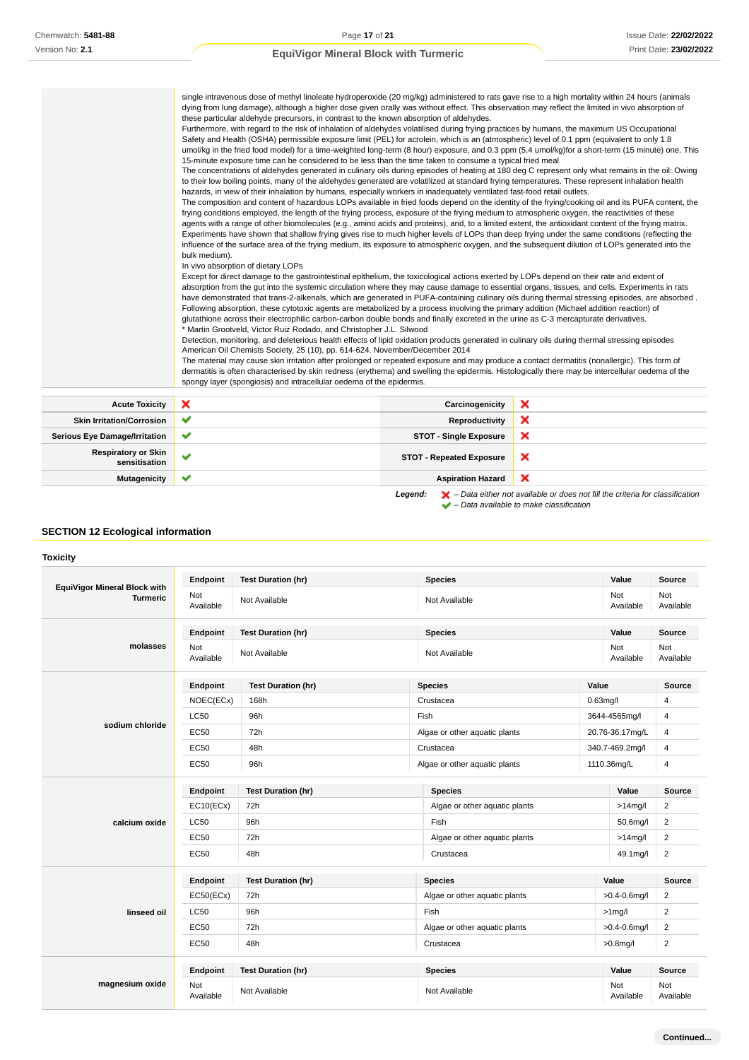single intravenous dose of methyl linoleate hydroperoxide (20 mg/kg) administered to rats gave rise to a high mortality within 24 hours (animals dying from lung damage), although a higher dose given orally was without effect. This observation may reflect the limited in vivo absorption of these particular aldehyde precursors, in contrast to the known absorption of aldehydes.
Furthermore, with regard to the risk of inhalation of aldehydes volatilised during frying practices by humans, the maximum US Occupational Safety and Health (OSHA) permissible exposure limit (PEL) for acrolein, which is an (atmospheric) level of 0.1 ppm (equivalent to only 1.8 umol/kg in the fried food model) for a time-weighted long-term (8 hour) exposure, and 0.3 ppm (5.4 umol/kg)for a short-term (15 minute) one. This 15-minute exposure time can be considered to be less than the time taken to consume a typical fried meal
The concentrations of aldehydes generated in culinary oils during episodes of heating at 180 deg C represent only what remains in the oil: Owing to their low boiling points, many of the aldehydes generated are volatilized at standard frying temperatures. These represent inhalation health hazards, in view of their inhalation by humans, especially workers in inadequately ventilated fast-food retail outlets.
The composition and content of hazardous LOPs available in fried foods depend on the identity of the frying/cooking oil and its PUFA content, the frying conditions employed, the length of the frying process, exposure of the frying medium to atmospheric oxygen, the reactivities of these agents with a range of other biomolecules (e.g., amino acids and proteins), and, to a limited extent, the antioxidant content of the frying matrix. Experiments have shown that shallow frying gives rise to much higher levels of LOPs than deep frying under the same conditions (reflecting the influence of the surface area of the frying medium, its exposure to atmospheric oxygen, and the subsequent dilution of LOPs generated into the bulk medium).
In vivo absorption of dietary LOPs
Except for direct damage to the gastrointestinal epithelium, the toxicological actions exerted by LOPs depend on their rate and extent of absorption from the gut into the systemic circulation where they may cause damage to essential organs, tissues, and cells. Experiments in rats have demonstrated that trans-2-alkenals, which are generated in PUFA-containing culinary oils during thermal stressing episodes, are absorbed . Following absorption, these cytotoxic agents are metabolized by a process involving the primary addition (Michael addition reaction) of glutathione across their electrophilic carbon-carbon double bonds and finally excreted in the urine as C-3 mercapturate derivatives.
* Martin Grootveld, Victor Ruiz Rodado, and Christopher J.L. Silwood
Detection, monitoring, and deleterious health effects of lipid oxidation products generated in culinary oils during thermal stressing episodes
American Oil Chemists Society, 25 (10), pp. 614-624. November/December 2014
The material may cause skin irritation after prolonged or repeated exposure and may produce a contact dermatitis (nonallergic). This form of dermatitis is often characterised by skin redness (erythema) and swelling the epidermis. Histologically there may be intercellular oedema of the spongy layer (spongiosis) and intracellular oedema of the epidermis.

| | | | |
|---|---|---|---|
| **Acute Toxicity** | ✘ | **Carcinogenicity** | ✘ |
| **Skin Irritation/Corrosion** | ✔ | **Reproductivity** | ✘ |
| **Serious Eye Damage/Irritation** | ✔ | **STOT - Single Exposure** | ✘ |
| **Respiratory or Skin sensitisation** | ✔ | **STOT - Repeated Exposure** | ✘ |
| **Mutagenicity** | ✔ | **Aspiration Hazard** | ✘ |

*Legend:* ✘ *– Data either not available or does not fill the criteria for classification*
✔ *– Data available to make classification*

## SECTION 12 Ecological information

### Toxicity

**EquiVigor Mineral Block with Turmeric**

| Endpoint | Test Duration (hr) | Species | Value | Source |
|---|---|---|---|---|
| Not Available | Not Available | Not Available | Not Available | Not Available |

**molasses**

| Endpoint | Test Duration (hr) | Species | Value | Source |
|---|---|---|---|---|
| Not Available | Not Available | Not Available | Not Available | Not Available |

**sodium chloride**

| Endpoint | Test Duration (hr) | Species | Value | Source |
|---|---|---|---|---|
| NOEC(ECx) | 168h | Crustacea | 0.63mg/l | 4 |
| LC50 | 96h | Fish | 3644-4565mg/l | 4 |
| EC50 | 72h | Algae or other aquatic plants | 20.76-36.17mg/L | 4 |
| EC50 | 48h | Crustacea | 340.7-469.2mg/l | 4 |
| EC50 | 96h | Algae or other aquatic plants | 1110.36mg/L | 4 |

**calcium oxide**

| Endpoint | Test Duration (hr) | Species | Value | Source |
|---|---|---|---|---|
| EC10(ECx) | 72h | Algae or other aquatic plants | >14mg/l | 2 |
| LC50 | 96h | Fish | 50.6mg/l | 2 |
| EC50 | 72h | Algae or other aquatic plants | >14mg/l | 2 |
| EC50 | 48h | Crustacea | 49.1mg/l | 2 |

**linseed oil**

| Endpoint | Test Duration (hr) | Species | Value | Source |
|---|---|---|---|---|
| EC50(ECx) | 72h | Algae or other aquatic plants | >0.4-0.6mg/l | 2 |
| LC50 | 96h | Fish | >1mg/l | 2 |
| EC50 | 72h | Algae or other aquatic plants | >0.4-0.6mg/l | 2 |
| EC50 | 48h | Crustacea | >0.8mg/l | 2 |

**magnesium oxide**

| Endpoint | Test Duration (hr) | Species | Value | Source |
|---|---|---|---|---|
| Not Available | Not Available | Not Available | Not Available | Not Available |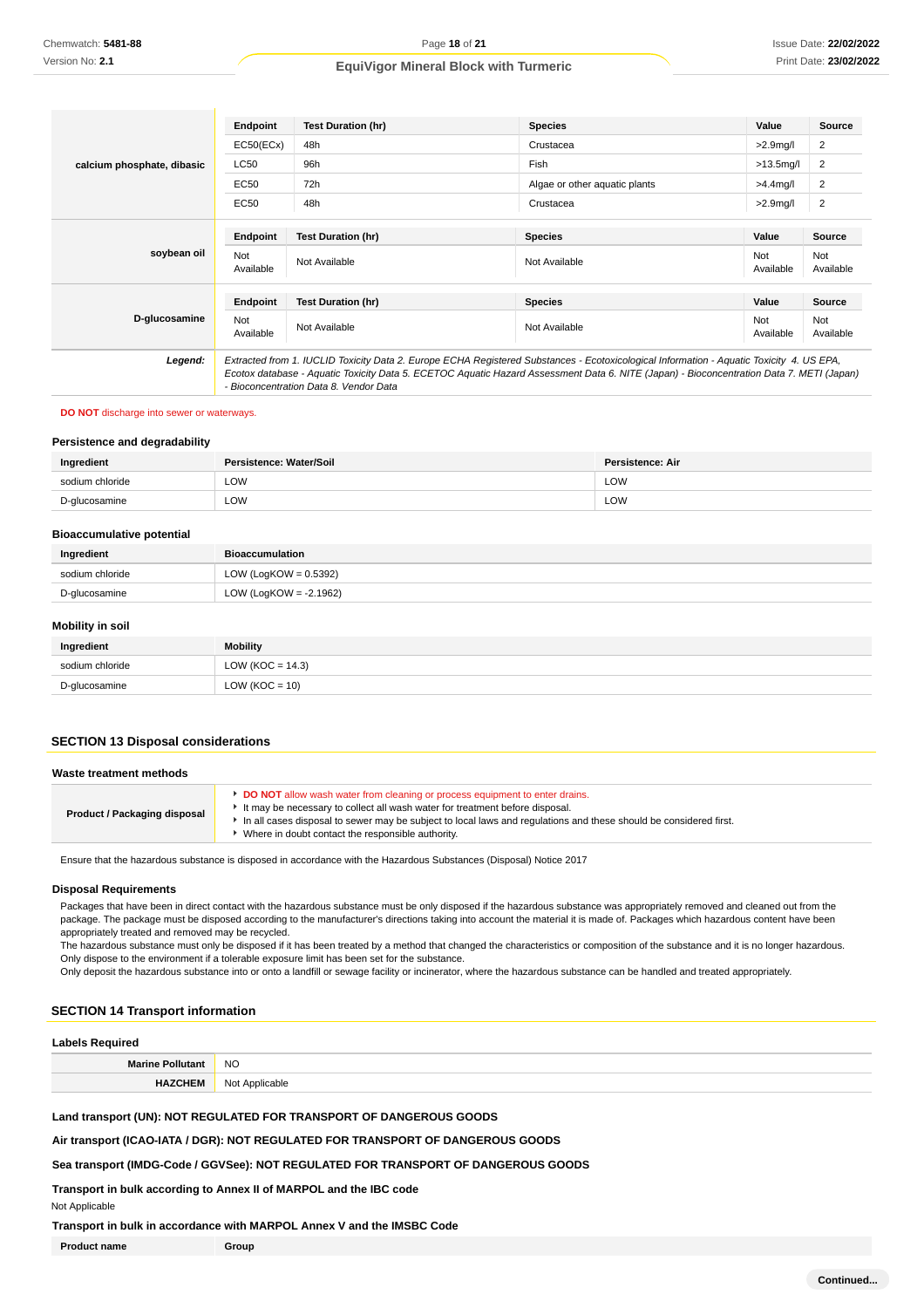| | Endpoint | Test Duration (hr) | Species | Value | Source |
|---|---|---|---|---|---|
| **calcium phosphate, dibasic** | EC50(ECx) | 48h | Crustacea | >2.9mg/l | 2 |
| | LC50 | 96h | Fish | >13.5mg/l | 2 |
| | EC50 | 72h | Algae or other aquatic plants | >4.4mg/l | 2 |
| | EC50 | 48h | Crustacea | >2.9mg/l | 2 |

| | Endpoint | Test Duration (hr) | Species | Value | Source |
|---|---|---|---|---|---|
| **soybean oil** | Not Available | Not Available | Not Available | Not Available | Not Available |

| | Endpoint | Test Duration (hr) | Species | Value | Source |
|---|---|---|---|---|---|
| **D-glucosamine** | Not Available | Not Available | Not Available | Not Available | Not Available |

***Legend:*** *Extracted from 1. IUCLID Toxicity Data 2. Europe ECHA Registered Substances - Ecotoxicological Information - Aquatic Toxicity 4. US EPA, Ecotox database - Aquatic Toxicity Data 5. ECETOC Aquatic Hazard Assessment Data 6. NITE (Japan) - Bioconcentration Data 7. METI (Japan) - Bioconcentration Data 8. Vendor Data*

**DO NOT** discharge into sewer or waterways.

### Persistence and degradability

| Ingredient | Persistence: Water/Soil | Persistence: Air |
|---|---|---|
| sodium chloride | LOW | LOW |
| D-glucosamine | LOW | LOW |

### Bioaccumulative potential

| Ingredient | Bioaccumulation |
|---|---|
| sodium chloride | LOW (LogKOW = 0.5392) |
| D-glucosamine | LOW (LogKOW = -2.1962) |

### Mobility in soil

| Ingredient | Mobility |
|---|---|
| sodium chloride | LOW (KOC = 14.3) |
| D-glucosamine | LOW (KOC = 10) |

## SECTION 13 Disposal considerations

### Waste treatment methods

| | |
|---|---|
| **Product / Packaging disposal** | **DO NOT** allow wash water from cleaning or process equipment to enter drains.<br>It may be necessary to collect all wash water for treatment before disposal.<br>In all cases disposal to sewer may be subject to local laws and regulations and these should be considered first.<br>Where in doubt contact the responsible authority. |

Ensure that the hazardous substance is disposed in accordance with the Hazardous Substances (Disposal) Notice 2017

### Disposal Requirements

Packages that have been in direct contact with the hazardous substance must be only disposed if the hazardous substance was appropriately removed and cleaned out from the package. The package must be disposed according to the manufacturer's directions taking into account the material it is made of. Packages which hazardous content have been appropriately treated and removed may be recycled.
The hazardous substance must only be disposed if it has been treated by a method that changed the characteristics or composition of the substance and it is no longer hazardous.
Only dispose to the environment if a tolerable exposure limit has been set for the substance.
Only deposit the hazardous substance into or onto a landfill or sewage facility or incinerator, where the hazardous substance can be handled and treated appropriately.

## SECTION 14 Transport information

### Labels Required

| | |
|---|---|
| **Marine Pollutant** | NO |
| **HAZCHEM** | Not Applicable |

**Land transport (UN): NOT REGULATED FOR TRANSPORT OF DANGEROUS GOODS**

**Air transport (ICAO-IATA / DGR): NOT REGULATED FOR TRANSPORT OF DANGEROUS GOODS**

**Sea transport (IMDG-Code / GGVSee): NOT REGULATED FOR TRANSPORT OF DANGEROUS GOODS**

**Transport in bulk according to Annex II of MARPOL and the IBC code**

Not Applicable

**Transport in bulk in accordance with MARPOL Annex V and the IMSBC Code**

| Product name | Group |
|---|---|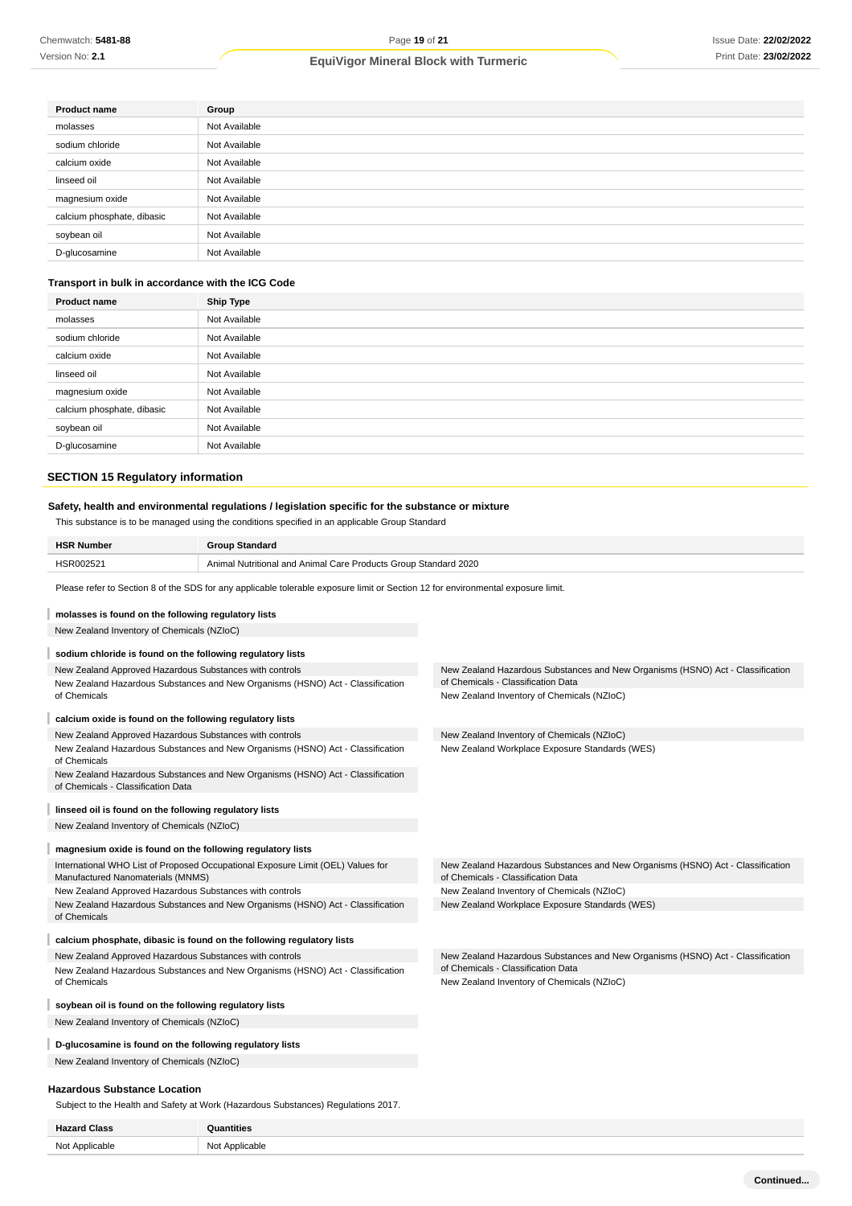| Product name | Group |
|---|---|
| molasses | Not Available |
| sodium chloride | Not Available |
| calcium oxide | Not Available |
| linseed oil | Not Available |
| magnesium oxide | Not Available |
| calcium phosphate, dibasic | Not Available |
| soybean oil | Not Available |
| D-glucosamine | Not Available |

### Transport in bulk in accordance with the ICG Code

| Product name | Ship Type |
|---|---|
| molasses | Not Available |
| sodium chloride | Not Available |
| calcium oxide | Not Available |
| linseed oil | Not Available |
| magnesium oxide | Not Available |
| calcium phosphate, dibasic | Not Available |
| soybean oil | Not Available |
| D-glucosamine | Not Available |

## SECTION 15 Regulatory information

### Safety, health and environmental regulations / legislation specific for the substance or mixture

This substance is to be managed using the conditions specified in an applicable Group Standard

| HSR Number | Group Standard |
|---|---|
| HSR002521 | Animal Nutritional and Animal Care Products Group Standard 2020 |

Please refer to Section 8 of the SDS for any applicable tolerable exposure limit or Section 12 for environmental exposure limit.

**molasses is found on the following regulatory lists**

- New Zealand Inventory of Chemicals (NZIoC)

**sodium chloride is found on the following regulatory lists**

- New Zealand Approved Hazardous Substances with controls
- New Zealand Hazardous Substances and New Organisms (HSNO) Act - Classification of Chemicals
- New Zealand Hazardous Substances and New Organisms (HSNO) Act - Classification of Chemicals - Classification Data
- New Zealand Inventory of Chemicals (NZIoC)

**calcium oxide is found on the following regulatory lists**

- New Zealand Approved Hazardous Substances with controls
- New Zealand Hazardous Substances and New Organisms (HSNO) Act - Classification of Chemicals
- New Zealand Hazardous Substances and New Organisms (HSNO) Act - Classification of Chemicals - Classification Data
- New Zealand Inventory of Chemicals (NZIoC)
- New Zealand Workplace Exposure Standards (WES)

**linseed oil is found on the following regulatory lists**

- New Zealand Inventory of Chemicals (NZIoC)

**magnesium oxide is found on the following regulatory lists**

- International WHO List of Proposed Occupational Exposure Limit (OEL) Values for Manufactured Nanomaterials (MNMS)
- New Zealand Approved Hazardous Substances with controls
- New Zealand Hazardous Substances and New Organisms (HSNO) Act - Classification of Chemicals
- New Zealand Hazardous Substances and New Organisms (HSNO) Act - Classification of Chemicals - Classification Data
- New Zealand Inventory of Chemicals (NZIoC)
- New Zealand Workplace Exposure Standards (WES)

**calcium phosphate, dibasic is found on the following regulatory lists**

- New Zealand Approved Hazardous Substances with controls
- New Zealand Hazardous Substances and New Organisms (HSNO) Act - Classification of Chemicals
- New Zealand Hazardous Substances and New Organisms (HSNO) Act - Classification of Chemicals - Classification Data
- New Zealand Inventory of Chemicals (NZIoC)

**soybean oil is found on the following regulatory lists**

- New Zealand Inventory of Chemicals (NZIoC)

**D-glucosamine is found on the following regulatory lists**

- New Zealand Inventory of Chemicals (NZIoC)

### Hazardous Substance Location

Subject to the Health and Safety at Work (Hazardous Substances) Regulations 2017.

| Hazard Class | Quantities |
|---|---|
| Not Applicable | Not Applicable |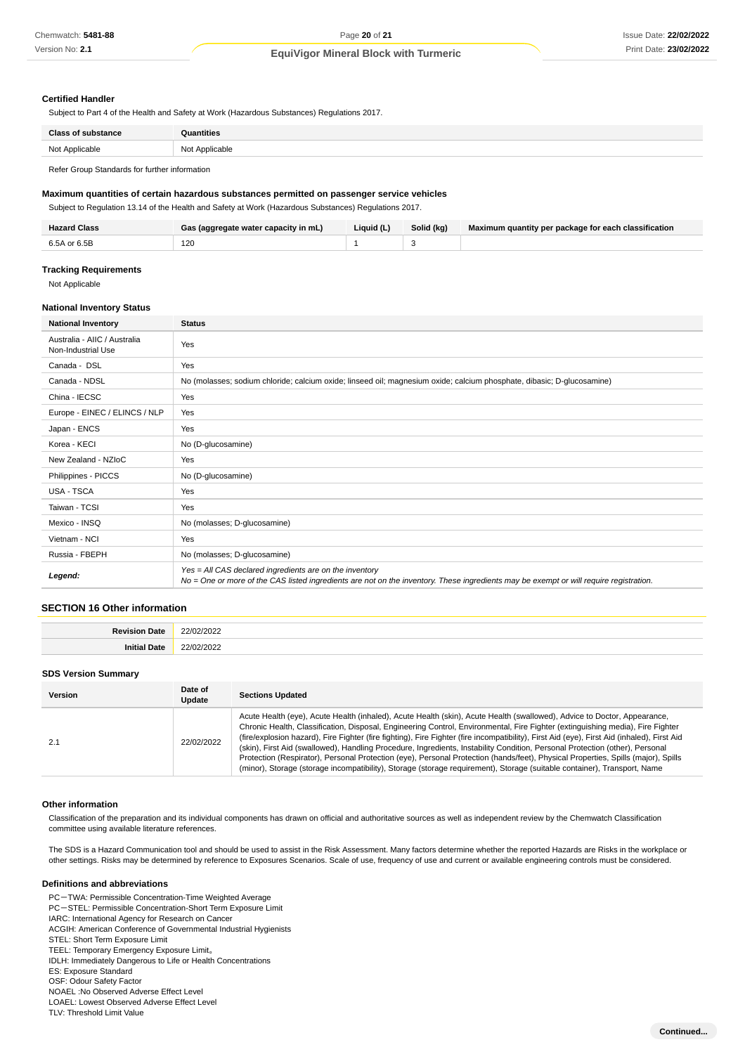### Certified Handler

Subject to Part 4 of the Health and Safety at Work (Hazardous Substances) Regulations 2017.

| Class of substance | Quantities |
|---|---|
| Not Applicable | Not Applicable |

Refer Group Standards for further information

### Maximum quantities of certain hazardous substances permitted on passenger service vehicles

Subject to Regulation 13.14 of the Health and Safety at Work (Hazardous Substances) Regulations 2017.

| Hazard Class | Gas (aggregate water capacity in mL) | Liquid (L) | Solid (kg) | Maximum quantity per package for each classification |
|---|---|---|---|---|
| 6.5A or 6.5B | 120 | 1 | 3 | |

### Tracking Requirements

Not Applicable

### National Inventory Status

| National Inventory | Status |
|---|---|
| Australia - AIIC / Australia Non-Industrial Use | Yes |
| Canada - DSL | Yes |
| Canada - NDSL | No (molasses; sodium chloride; calcium oxide; linseed oil; magnesium oxide; calcium phosphate, dibasic; D-glucosamine) |
| China - IECSC | Yes |
| Europe - EINEC / ELINCS / NLP | Yes |
| Japan - ENCS | Yes |
| Korea - KECI | No (D-glucosamine) |
| New Zealand - NZIoC | Yes |
| Philippines - PICCS | No (D-glucosamine) |
| USA - TSCA | Yes |
| Taiwan - TCSI | Yes |
| Mexico - INSQ | No (molasses; D-glucosamine) |
| Vietnam - NCI | Yes |
| Russia - FBEPH | No (molasses; D-glucosamine) |
| ***Legend:*** | *Yes = All CAS declared ingredients are on the inventory*<br>*No = One or more of the CAS listed ingredients are not on the inventory. These ingredients may be exempt or will require registration.* |

## SECTION 16 Other information

| | |
|---|---|
| **Revision Date** | 22/02/2022 |
| **Initial Date** | 22/02/2022 |

### SDS Version Summary

| Version | Date of Update | Sections Updated |
|---|---|---|
| 2.1 | 22/02/2022 | Acute Health (eye), Acute Health (inhaled), Acute Health (skin), Acute Health (swallowed), Advice to Doctor, Appearance, Chronic Health, Classification, Disposal, Engineering Control, Environmental, Fire Fighter (extinguishing media), Fire Fighter (fire/explosion hazard), Fire Fighter (fire fighting), Fire Fighter (fire incompatibility), First Aid (eye), First Aid (inhaled), First Aid (skin), First Aid (swallowed), Handling Procedure, Ingredients, Instability Condition, Personal Protection (other), Personal Protection (Respirator), Personal Protection (eye), Personal Protection (hands/feet), Physical Properties, Spills (major), Spills (minor), Storage (storage incompatibility), Storage (storage requirement), Storage (suitable container), Transport, Name |

### Other information

Classification of the preparation and its individual components has drawn on official and authoritative sources as well as independent review by the Chemwatch Classification committee using available literature references.

The SDS is a Hazard Communication tool and should be used to assist in the Risk Assessment. Many factors determine whether the reported Hazards are Risks in the workplace or other settings. Risks may be determined by reference to Exposures Scenarios. Scale of use, frequency of use and current or available engineering controls must be considered.

### Definitions and abbreviations

PC－TWA: Permissible Concentration-Time Weighted Average
PC－STEL: Permissible Concentration-Short Term Exposure Limit
IARC: International Agency for Research on Cancer
ACGIH: American Conference of Governmental Industrial Hygienists
STEL: Short Term Exposure Limit
TEEL: Temporary Emergency Exposure Limit。
IDLH: Immediately Dangerous to Life or Health Concentrations
ES: Exposure Standard
OSF: Odour Safety Factor
NOAEL :No Observed Adverse Effect Level
LOAEL: Lowest Observed Adverse Effect Level
TLV: Threshold Limit Value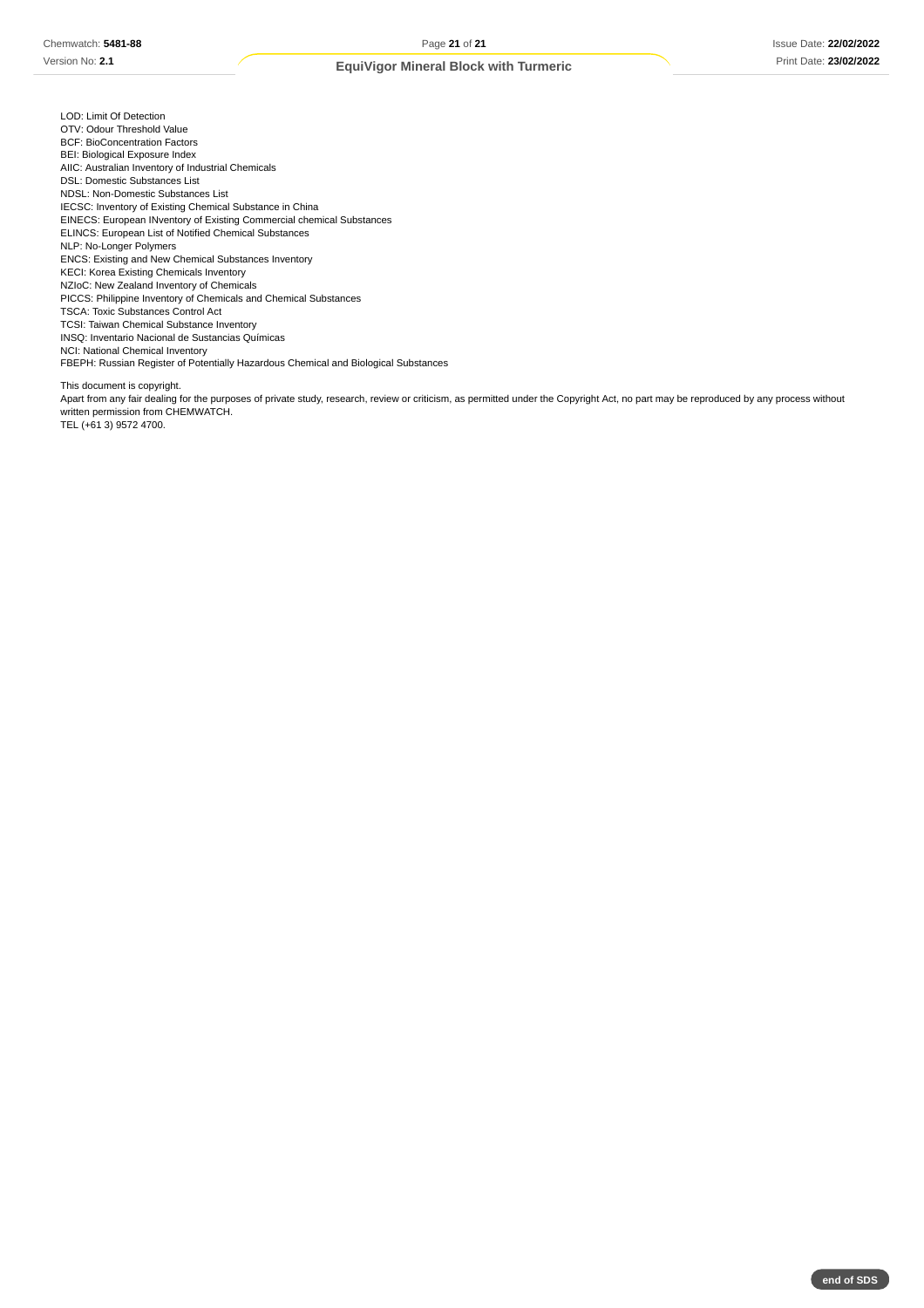LOD: Limit Of Detection
OTV: Odour Threshold Value
BCF: BioConcentration Factors
BEI: Biological Exposure Index
AIIC: Australian Inventory of Industrial Chemicals
DSL: Domestic Substances List
NDSL: Non-Domestic Substances List
IECSC: Inventory of Existing Chemical Substance in China
EINECS: European INventory of Existing Commercial chemical Substances
ELINCS: European List of Notified Chemical Substances
NLP: No-Longer Polymers
ENCS: Existing and New Chemical Substances Inventory
KECI: Korea Existing Chemicals Inventory
NZIoC: New Zealand Inventory of Chemicals
PICCS: Philippine Inventory of Chemicals and Chemical Substances
TSCA: Toxic Substances Control Act
TCSI: Taiwan Chemical Substance Inventory
INSQ: Inventario Nacional de Sustancias Químicas
NCI: National Chemical Inventory
FBEPH: Russian Register of Potentially Hazardous Chemical and Biological Substances

This document is copyright.
Apart from any fair dealing for the purposes of private study, research, review or criticism, as permitted under the Copyright Act, no part may be reproduced by any process without written permission from CHEMWATCH.
TEL (+61 3) 9572 4700.

end of SDS